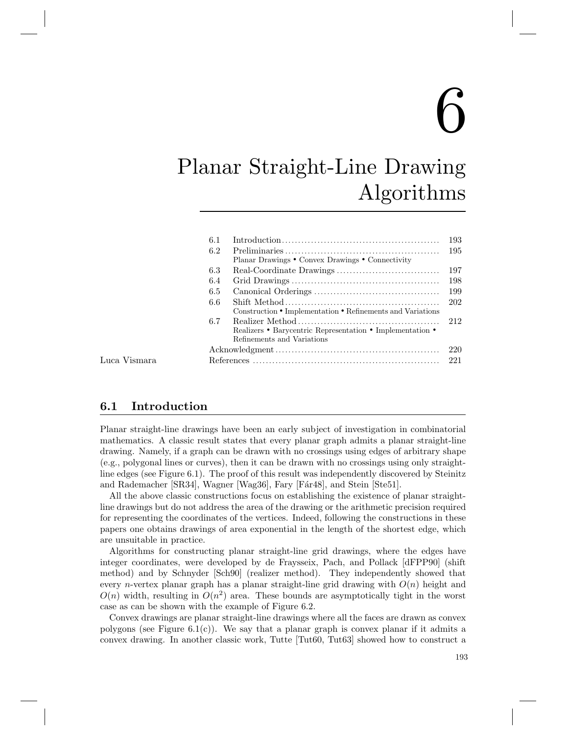# 6

# Planar Straight-Line Drawing Algorithms

| | | |
|---|---|---|
| 6.1 | Introduction | 193 |
| 6.2 | Preliminaries<br>Planar Drawings • Convex Drawings • Connectivity | 195 |
| 6.3 | Real-Coordinate Drawings | 197 |
| 6.4 | Grid Drawings | 198 |
| 6.5 | Canonical Orderings | 199 |
| 6.6 | Shift Method<br>Construction • Implementation • Refinements and Variations | 202 |
| 6.7 | Realizer Method<br>Realizers • Barycentric Representation • Implementation • Refinements and Variations | 212 |
| | Acknowledgment | 220 |
| | References | 221 |

Luca Vismara

## 6.1 Introduction

Planar straight-line drawings have been an early subject of investigation in combinatorial mathematics. A classic result states that every planar graph admits a planar straight-line drawing. Namely, if a graph can be drawn with no crossings using edges of arbitrary shape (e.g., polygonal lines or curves), then it can be drawn with no crossings using only straight-line edges (see Figure 6.1). The proof of this result was independently discovered by Steinitz and Rademacher [SR34], Wagner [Wag36], Fary [Fár48], and Stein [Ste51].

All the above classic constructions focus on establishing the existence of planar straight-line drawings but do not address the area of the drawing or the arithmetic precision required for representing the coordinates of the vertices. Indeed, following the constructions in these papers one obtains drawings of area exponential in the length of the shortest edge, which are unsuitable in practice.

Algorithms for constructing planar straight-line grid drawings, where the edges have integer coordinates, were developed by de Fraysseix, Pach, and Pollack [dFPP90] (shift method) and by Schnyder [Sch90] (realizer method). They independently showed that every $n$-vertex planar graph has a planar straight-line grid drawing with $O(n)$ height and $O(n)$ width, resulting in $O(n^2)$ area. These bounds are asymptotically tight in the worst case as can be shown with the example of Figure 6.2.

Convex drawings are planar straight-line drawings where all the faces are drawn as convex polygons (see Figure 6.1(c)). We say that a planar graph is convex planar if it admits a convex drawing. In another classic work, Tutte [Tut60, Tut63] showed how to construct a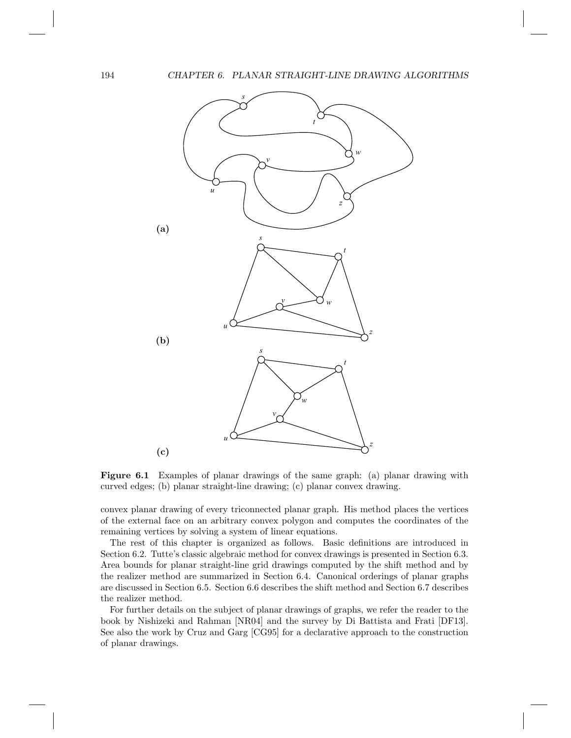**Figure 6.1** Examples of planar drawings of the same graph: (a) planar drawing with curved edges; (b) planar straight-line drawing; (c) planar convex drawing.

convex planar drawing of every triconnected planar graph. His method places the vertices of the external face on an arbitrary convex polygon and computes the coordinates of the remaining vertices by solving a system of linear equations.

The rest of this chapter is organized as follows. Basic definitions are introduced in Section 6.2. Tutte's classic algebraic method for convex drawings is presented in Section 6.3. Area bounds for planar straight-line grid drawings computed by the shift method and by the realizer method are summarized in Section 6.4. Canonical orderings of planar graphs are discussed in Section 6.5. Section 6.6 describes the shift method and Section 6.7 describes the realizer method.

For further details on the subject of planar drawings of graphs, we refer the reader to the book by Nishizeki and Rahman [NR04] and the survey by Di Battista and Frati [DF13]. See also the work by Cruz and Garg [CG95] for a declarative approach to the construction of planar drawings.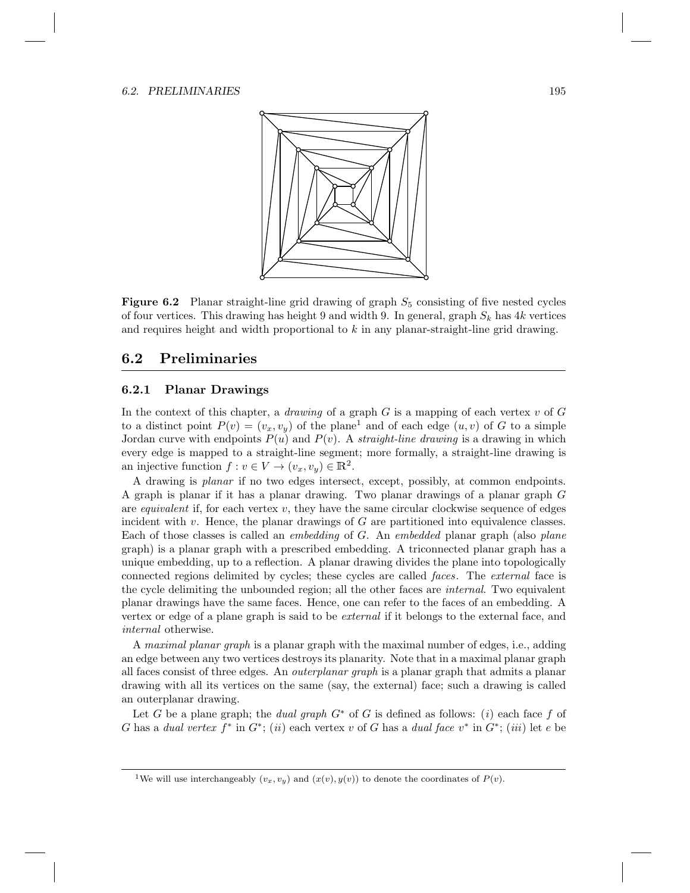**Figure 6.2** Planar straight-line grid drawing of graph $S_5$ consisting of five nested cycles of four vertices. This drawing has height 9 and width 9. In general, graph $S_k$ has $4k$ vertices and requires height and width proportional to $k$ in any planar-straight-line grid drawing.

## 6.2 Preliminaries

### 6.2.1 Planar Drawings

In the context of this chapter, a *drawing* of a graph $G$ is a mapping of each vertex $v$ of $G$ to a distinct point $P(v) = (v_x, v_y)$ of the plane[1] and of each edge $(u, v)$ of $G$ to a simple Jordan curve with endpoints $P(u)$ and $P(v)$. A *straight-line drawing* is a drawing in which every edge is mapped to a straight-line segment; more formally, a straight-line drawing is an injective function $f : v \in V \to (v_x, v_y) \in \mathbb{R}^2$.

A drawing is *planar* if no two edges intersect, except, possibly, at common endpoints. A graph is planar if it has a planar drawing. Two planar drawings of a planar graph $G$ are *equivalent* if, for each vertex $v$, they have the same circular clockwise sequence of edges incident with $v$. Hence, the planar drawings of $G$ are partitioned into equivalence classes. Each of those classes is called an *embedding* of $G$. An *embedded* planar graph (also *plane* graph) is a planar graph with a prescribed embedding. A triconnected planar graph has a unique embedding, up to a reflection. A planar drawing divides the plane into topologically connected regions delimited by cycles; these cycles are called *faces*. The *external* face is the cycle delimiting the unbounded region; all the other faces are *internal*. Two equivalent planar drawings have the same faces. Hence, one can refer to the faces of an embedding. A vertex or edge of a plane graph is said to be *external* if it belongs to the external face, and *internal* otherwise.

A *maximal planar graph* is a planar graph with the maximal number of edges, i.e., adding an edge between any two vertices destroys its planarity. Note that in a maximal planar graph all faces consist of three edges. An *outerplanar graph* is a planar graph that admits a planar drawing with all its vertices on the same (say, the external) face; such a drawing is called an outerplanar drawing.

Let $G$ be a plane graph; the *dual graph* $G^*$ of $G$ is defined as follows: $(i)$ each face $f$ of $G$ has a *dual vertex* $f^*$ in $G^*$; $(ii)$ each vertex $v$ of $G$ has a *dual face* $v^*$ in $G^*$; $(iii)$ let $e$ be

[1] We will use interchangeably $(v_x, v_y)$ and $(x(v), y(v))$ to denote the coordinates of $P(v)$.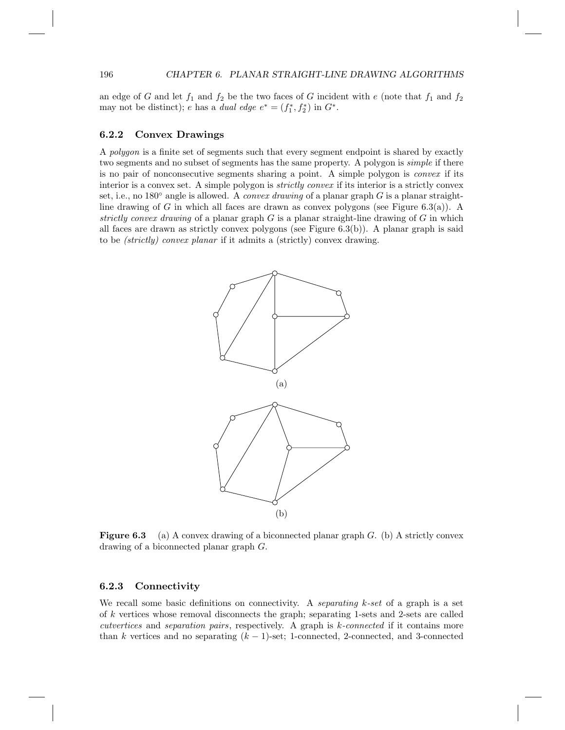an edge of $G$ and let $f_1$ and $f_2$ be the two faces of $G$ incident with $e$ (note that $f_1$ and $f_2$ may not be distinct); $e$ has a *dual edge* $e^* = (f_1^*, f_2^*)$ in $G^*$.

### 6.2.2 Convex Drawings

A *polygon* is a finite set of segments such that every segment endpoint is shared by exactly two segments and no subset of segments has the same property. A polygon is *simple* if there is no pair of nonconsecutive segments sharing a point. A simple polygon is *convex* if its interior is a convex set. A simple polygon is *strictly convex* if its interior is a strictly convex set, i.e., no $180°$ angle is allowed. A *convex drawing* of a planar graph $G$ is a planar straight-line drawing of $G$ in which all faces are drawn as convex polygons (see Figure 6.3(a)). A *strictly convex drawing* of a planar graph $G$ is a planar straight-line drawing of $G$ in which all faces are drawn as strictly convex polygons (see Figure 6.3(b)). A planar graph is said to be *(strictly) convex planar* if it admits a (strictly) convex drawing.

**Figure 6.3** (a) A convex drawing of a biconnected planar graph $G$. (b) A strictly convex drawing of a biconnected planar graph $G$.

### 6.2.3 Connectivity

We recall some basic definitions on connectivity. A *separating k-set* of a graph is a set of $k$ vertices whose removal disconnects the graph; separating 1-sets and 2-sets are called *cutvertices* and *separation pairs*, respectively. A graph is *k-connected* if it contains more than $k$ vertices and no separating $(k-1)$-set; 1-connected, 2-connected, and 3-connected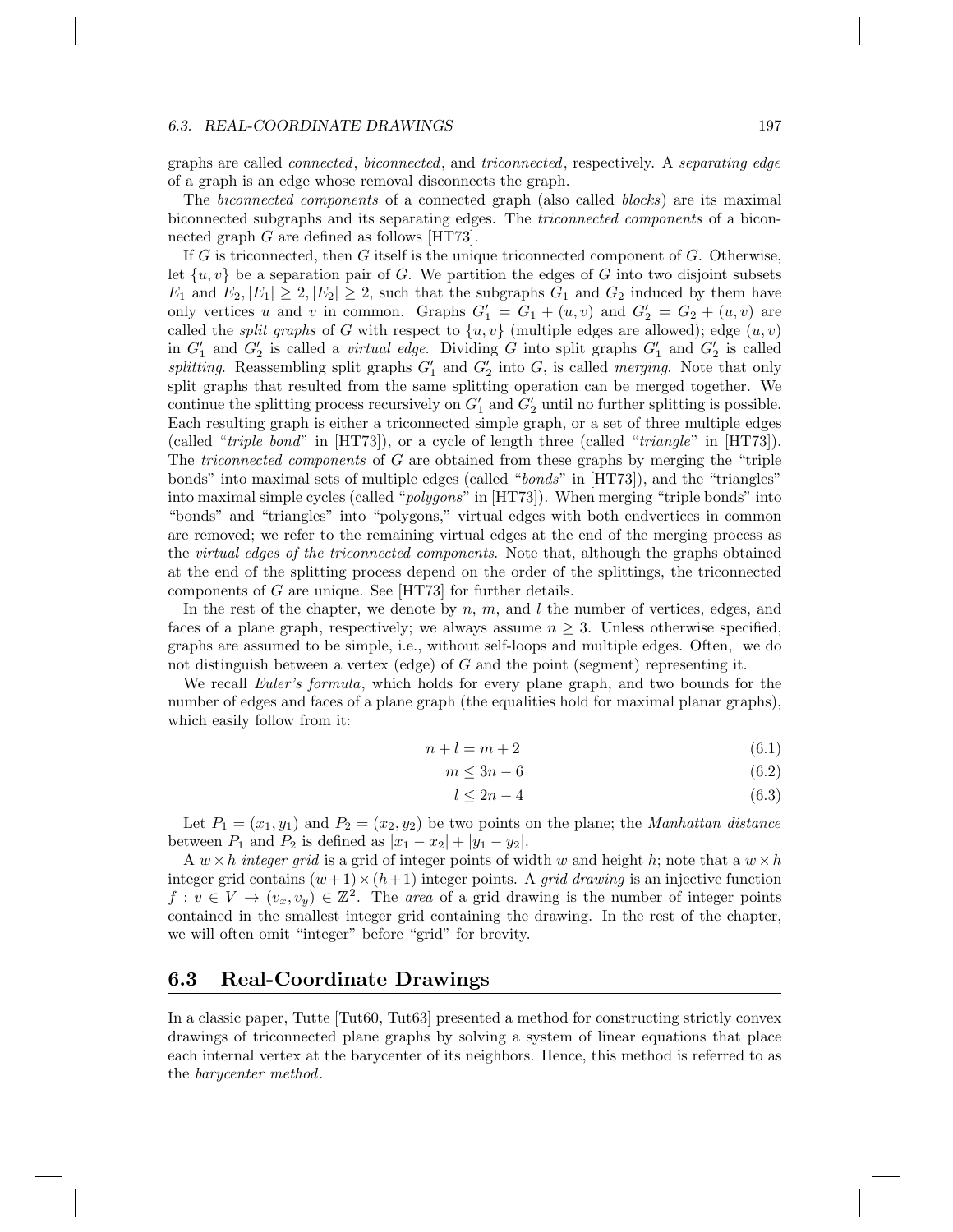graphs are called *connected*, *biconnected*, and *triconnected*, respectively. A *separating edge* of a graph is an edge whose removal disconnects the graph.

The *biconnected components* of a connected graph (also called *blocks*) are its maximal biconnected subgraphs and its separating edges. The *triconnected components* of a biconnected graph $G$ are defined as follows [HT73].

If $G$ is triconnected, then $G$ itself is the unique triconnected component of $G$. Otherwise, let $\{u, v\}$ be a separation pair of $G$. We partition the edges of $G$ into two disjoint subsets $E_1$ and $E_2$, $|E_1| \geq 2, |E_2| \geq 2$, such that the subgraphs $G_1$ and $G_2$ induced by them have only vertices $u$ and $v$ in common. Graphs $G'_1 = G_1 + (u, v)$ and $G'_2 = G_2 + (u, v)$ are called the *split graphs* of $G$ with respect to $\{u, v\}$ (multiple edges are allowed); edge $(u, v)$ in $G'_1$ and $G'_2$ is called a *virtual edge*. Dividing $G$ into split graphs $G'_1$ and $G'_2$ is called *splitting*. Reassembling split graphs $G'_1$ and $G'_2$ into $G$, is called *merging*. Note that only split graphs that resulted from the same splitting operation can be merged together. We continue the splitting process recursively on $G'_1$ and $G'_2$ until no further splitting is possible. Each resulting graph is either a triconnected simple graph, or a set of three multiple edges (called "*triple bond*" in [HT73]), or a cycle of length three (called "*triangle*" in [HT73]). The *triconnected components* of $G$ are obtained from these graphs by merging the "triple bonds" into maximal sets of multiple edges (called "*bonds*" in [HT73]), and the "triangles" into maximal simple cycles (called "*polygons*" in [HT73]). When merging "triple bonds" into "bonds" and "triangles" into "polygons," virtual edges with both endvertices in common are removed; we refer to the remaining virtual edges at the end of the merging process as the *virtual edges of the triconnected components*. Note that, although the graphs obtained at the end of the splitting process depend on the order of the splittings, the triconnected components of $G$ are unique. See [HT73] for further details.

In the rest of the chapter, we denote by $n$, $m$, and $l$ the number of vertices, edges, and faces of a plane graph, respectively; we always assume $n \geq 3$. Unless otherwise specified, graphs are assumed to be simple, i.e., without self-loops and multiple edges. Often, we do not distinguish between a vertex (edge) of $G$ and the point (segment) representing it.

We recall *Euler's formula*, which holds for every plane graph, and two bounds for the number of edges and faces of a plane graph (the equalities hold for maximal planar graphs), which easily follow from it:

$$n + l = m + 2 \tag{6.1}$$

$$m \leq 3n - 6 \tag{6.2}$$

$$l \leq 2n - 4 \tag{6.3}$$

Let $P_1 = (x_1, y_1)$ and $P_2 = (x_2, y_2)$ be two points on the plane; the *Manhattan distance* between $P_1$ and $P_2$ is defined as $|x_1 - x_2| + |y_1 - y_2|$.

A $w \times h$ *integer grid* is a grid of integer points of width $w$ and height $h$; note that a $w \times h$ integer grid contains $(w+1) \times (h+1)$ integer points. A *grid drawing* is an injective function $f : v \in V \to (v_x, v_y) \in \mathbb{Z}^2$. The *area* of a grid drawing is the number of integer points contained in the smallest integer grid containing the drawing. In the rest of the chapter, we will often omit "integer" before "grid" for brevity.

## 6.3 Real-Coordinate Drawings

In a classic paper, Tutte [Tut60, Tut63] presented a method for constructing strictly convex drawings of triconnected plane graphs by solving a system of linear equations that place each internal vertex at the barycenter of its neighbors. Hence, this method is referred to as the *barycenter method*.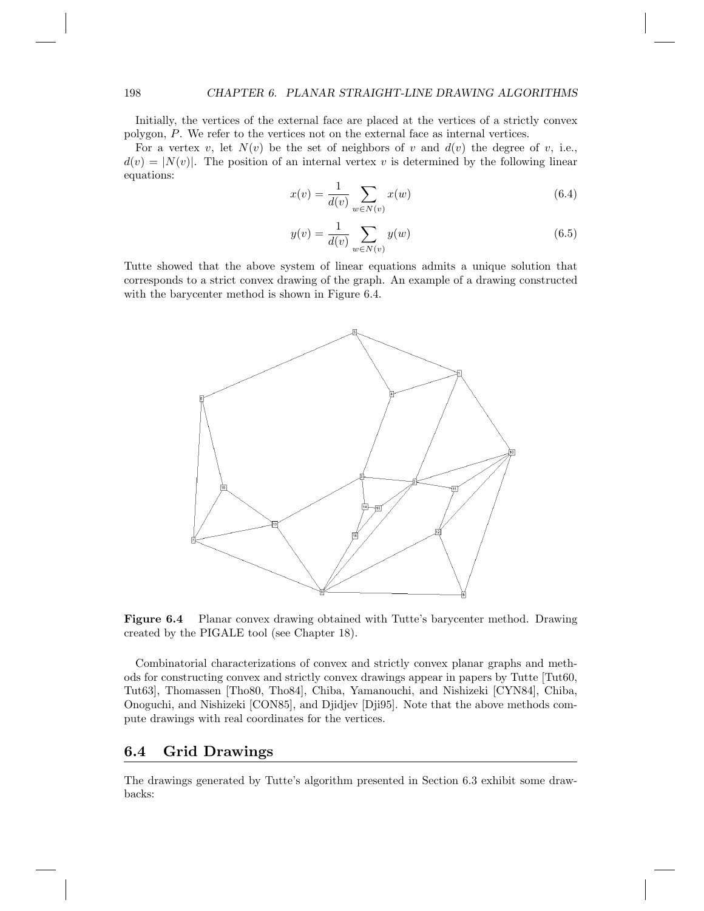Initially, the vertices of the external face are placed at the vertices of a strictly convex polygon, $P$. We refer to the vertices not on the external face as internal vertices.

For a vertex $v$, let $N(v)$ be the set of neighbors of $v$ and $d(v)$ the degree of $v$, i.e., $d(v) = |N(v)|$. The position of an internal vertex $v$ is determined by the following linear equations:

$$x(v) = \frac{1}{d(v)} \sum_{w \in N(v)} x(w) \tag{6.4}$$

$$y(v) = \frac{1}{d(v)} \sum_{w \in N(v)} y(w) \tag{6.5}$$

Tutte showed that the above system of linear equations admits a unique solution that corresponds to a strict convex drawing of the graph. An example of a drawing constructed with the barycenter method is shown in Figure 6.4.

**Figure 6.4** Planar convex drawing obtained with Tutte's barycenter method. Drawing created by the PIGALE tool (see Chapter 18).

Combinatorial characterizations of convex and strictly convex planar graphs and methods for constructing convex and strictly convex drawings appear in papers by Tutte [Tut60, Tut63], Thomassen [Tho80, Tho84], Chiba, Yamanouchi, and Nishizeki [CYN84], Chiba, Onoguchi, and Nishizeki [CON85], and Djidjev [Dji95]. Note that the above methods compute drawings with real coordinates for the vertices.

## 6.4 Grid Drawings

The drawings generated by Tutte's algorithm presented in Section 6.3 exhibit some drawbacks: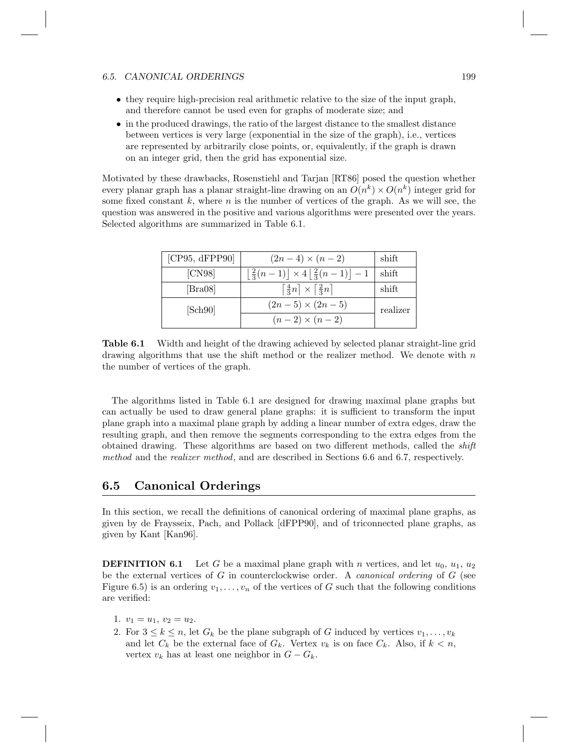- they require high-precision real arithmetic relative to the size of the input graph, and therefore cannot be used even for graphs of moderate size; and
- in the produced drawings, the ratio of the largest distance to the smallest distance between vertices is very large (exponential in the size of the graph), i.e., vertices are represented by arbitrarily close points, or, equivalently, if the graph is drawn on an integer grid, then the grid has exponential size.

Motivated by these drawbacks, Rosenstiehl and Tarjan [RT86] posed the question whether every planar graph has a planar straight-line drawing on an $O(n^k) \times O(n^k)$ integer grid for some fixed constant $k$, where $n$ is the number of vertices of the graph. As we will see, the question was answered in the positive and various algorithms were presented over the years. Selected algorithms are summarized in Table 6.1.

| | | |
|---|---|---|
| [CP95, dFPP90] | $(2n-4) \times (n-2)$ | shift |
| [CN98] | $\lfloor \frac{2}{3}(n-1) \rfloor \times 4 \lfloor \frac{2}{3}(n-1) \rfloor - 1$ | shift |
| [Bra08] | $\lceil \frac{4}{3}n \rceil \times \lceil \frac{2}{3}n \rceil$ | shift |
| [Sch90] | $(2n-5) \times (2n-5)$ | realizer |
| | $(n-2) \times (n-2)$ | |

**Table 6.1** Width and height of the drawing achieved by selected planar straight-line grid drawing algorithms that use the shift method or the realizer method. We denote with $n$ the number of vertices of the graph.

The algorithms listed in Table 6.1 are designed for drawing maximal plane graphs but can actually be used to draw general plane graphs: it is sufficient to transform the input plane graph into a maximal plane graph by adding a linear number of extra edges, draw the resulting graph, and then remove the segments corresponding to the extra edges from the obtained drawing. These algorithms are based on two different methods, called the *shift method* and the *realizer method*, and are described in Sections 6.6 and 6.7, respectively.

## 6.5 Canonical Orderings

In this section, we recall the definitions of canonical ordering of maximal plane graphs, as given by de Fraysseix, Pach, and Pollack [dFPP90], and of triconnected plane graphs, as given by Kant [Kan96].

**DEFINITION 6.1** Let $G$ be a maximal plane graph with $n$ vertices, and let $u_0$, $u_1$, $u_2$ be the external vertices of $G$ in counterclockwise order. A *canonical ordering* of $G$ (see Figure 6.5) is an ordering $v_1, \dots, v_n$ of the vertices of $G$ such that the following conditions are verified:

1. $v_1 = u_1$, $v_2 = u_2$.
2. For $3 \leq k \leq n$, let $G_k$ be the plane subgraph of $G$ induced by vertices $v_1, \dots, v_k$ and let $C_k$ be the external face of $G_k$. Vertex $v_k$ is on face $C_k$. Also, if $k < n$, vertex $v_k$ has at least one neighbor in $G - G_k$.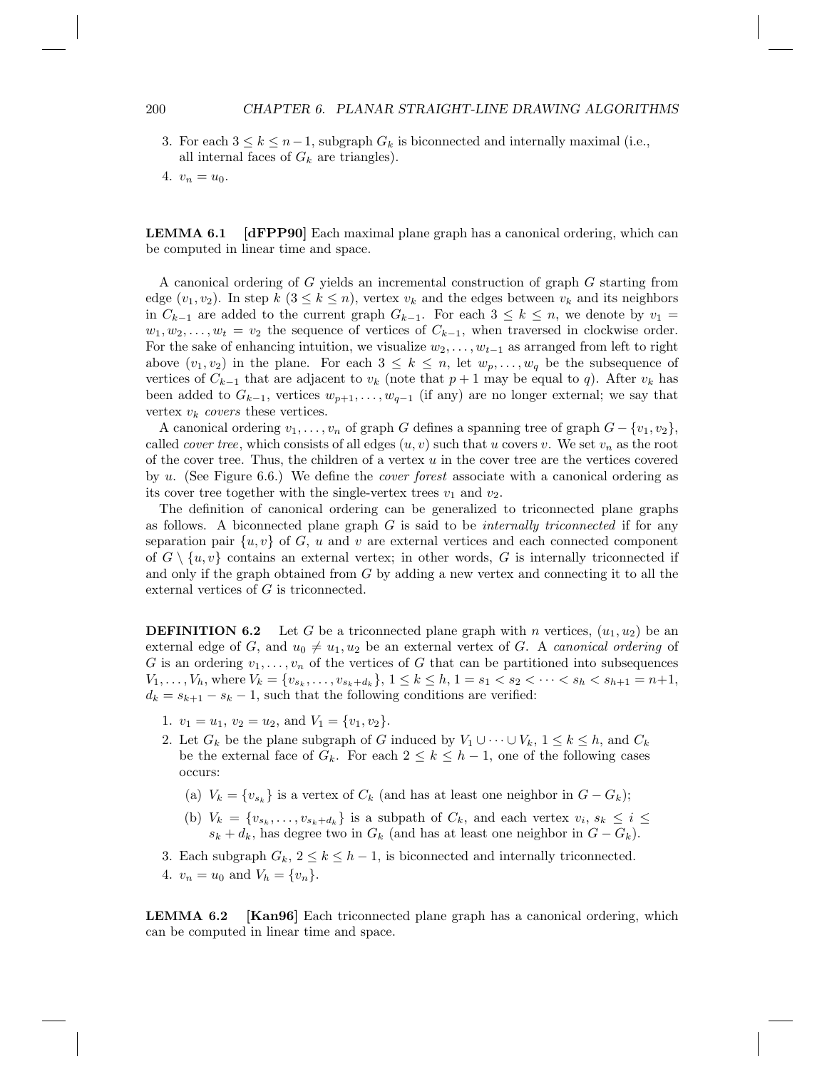3. For each $3 \leq k \leq n-1$, subgraph $G_k$ is biconnected and internally maximal (i.e., all internal faces of $G_k$ are triangles).
4. $v_n = u_0$.

**LEMMA 6.1** **[dFPP90]** Each maximal plane graph has a canonical ordering, which can be computed in linear time and space.

A canonical ordering of $G$ yields an incremental construction of graph $G$ starting from edge $(v_1, v_2)$. In step $k$ ($3 \leq k \leq n$), vertex $v_k$ and the edges between $v_k$ and its neighbors in $C_{k-1}$ are added to the current graph $G_{k-1}$. For each $3 \leq k \leq n$, we denote by $v_1 = w_1, w_2, \ldots, w_t = v_2$ the sequence of vertices of $C_{k-1}$, when traversed in clockwise order. For the sake of enhancing intuition, we visualize $w_2, \ldots, w_{t-1}$ as arranged from left to right above $(v_1, v_2)$ in the plane. For each $3 \leq k \leq n$, let $w_p, \ldots, w_q$ be the subsequence of vertices of $C_{k-1}$ that are adjacent to $v_k$ (note that $p+1$ may be equal to $q$). After $v_k$ has been added to $G_{k-1}$, vertices $w_{p+1}, \ldots, w_{q-1}$ (if any) are no longer external; we say that vertex $v_k$ *covers* these vertices.

A canonical ordering $v_1, \ldots, v_n$ of graph $G$ defines a spanning tree of graph $G - \{v_1, v_2\}$, called *cover tree*, which consists of all edges $(u, v)$ such that $u$ covers $v$. We set $v_n$ as the root of the cover tree. Thus, the children of a vertex $u$ in the cover tree are the vertices covered by $u$. (See Figure 6.6.) We define the *cover forest* associate with a canonical ordering as its cover tree together with the single-vertex trees $v_1$ and $v_2$.

The definition of canonical ordering can be generalized to triconnected plane graphs as follows. A biconnected plane graph $G$ is said to be *internally triconnected* if for any separation pair $\{u, v\}$ of $G$, $u$ and $v$ are external vertices and each connected component of $G \setminus \{u, v\}$ contains an external vertex; in other words, $G$ is internally triconnected if and only if the graph obtained from $G$ by adding a new vertex and connecting it to all the external vertices of $G$ is triconnected.

**DEFINITION 6.2** Let $G$ be a triconnected plane graph with $n$ vertices, $(u_1, u_2)$ be an external edge of $G$, and $u_0 \neq u_1, u_2$ be an external vertex of $G$. A *canonical ordering* of $G$ is an ordering $v_1, \ldots, v_n$ of the vertices of $G$ that can be partitioned into subsequences $V_1, \ldots, V_h$, where $V_k = \{v_{s_k}, \ldots, v_{s_k+d_k}\}$, $1 \leq k \leq h$, $1 = s_1 < s_2 < \cdots < s_h < s_{h+1} = n+1$, $d_k = s_{k+1} - s_k - 1$, such that the following conditions are verified:

1. $v_1 = u_1$, $v_2 = u_2$, and $V_1 = \{v_1, v_2\}$.
2. Let $G_k$ be the plane subgraph of $G$ induced by $V_1 \cup \cdots \cup V_k$, $1 \leq k \leq h$, and $C_k$ be the external face of $G_k$. For each $2 \leq k \leq h-1$, one of the following cases occurs:
   (a) $V_k = \{v_{s_k}\}$ is a vertex of $C_k$ (and has at least one neighbor in $G - G_k$);
   (b) $V_k = \{v_{s_k}, \ldots, v_{s_k+d_k}\}$ is a subpath of $C_k$, and each vertex $v_i$, $s_k \leq i \leq s_k + d_k$, has degree two in $G_k$ (and has at least one neighbor in $G - G_k$).
3. Each subgraph $G_k$, $2 \leq k \leq h-1$, is biconnected and internally triconnected.
4. $v_n = u_0$ and $V_h = \{v_n\}$.

**LEMMA 6.2** **[Kan96]** Each triconnected plane graph has a canonical ordering, which can be computed in linear time and space.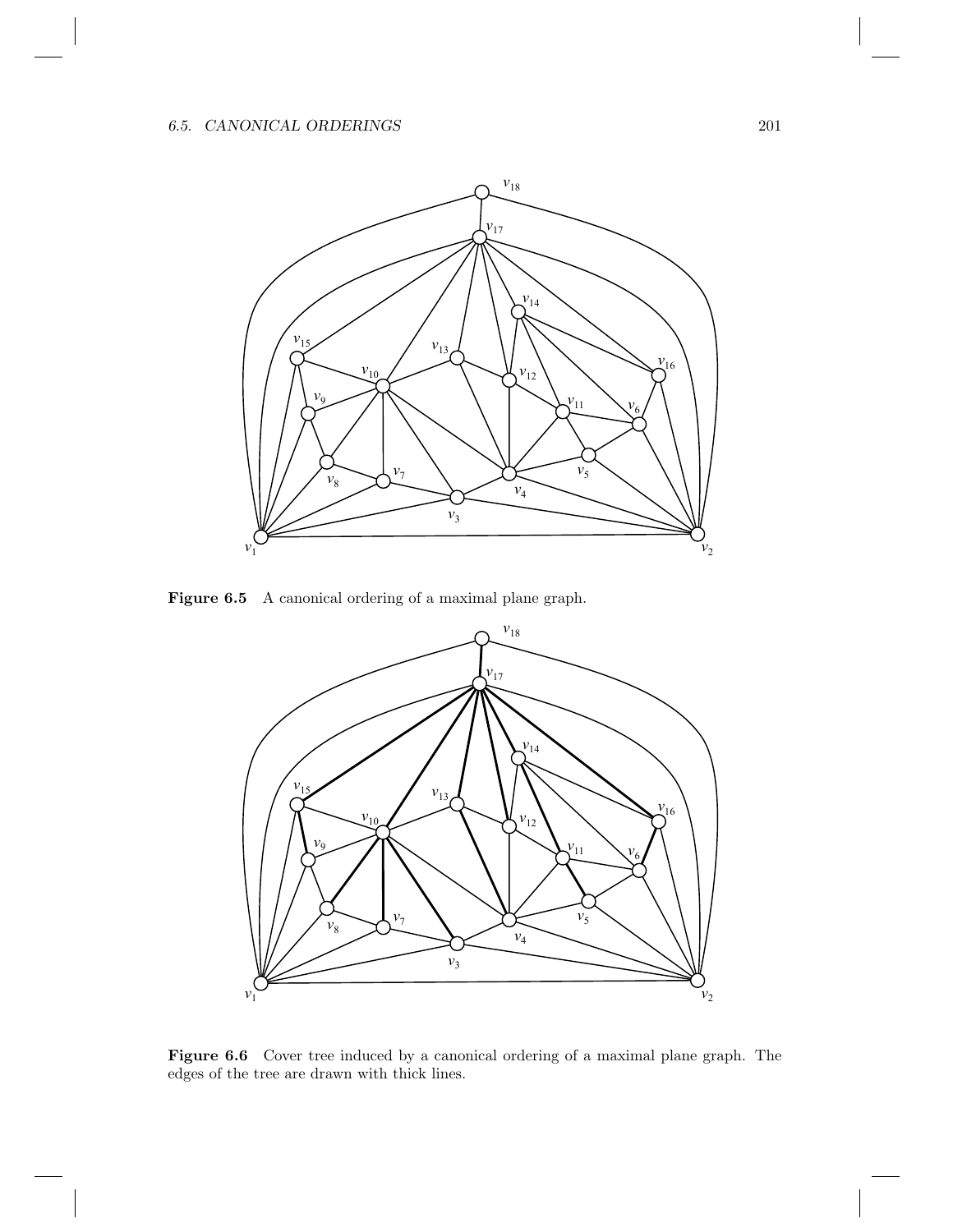**Figure 6.5** A canonical ordering of a maximal plane graph.

**Figure 6.6** Cover tree induced by a canonical ordering of a maximal plane graph. The edges of the tree are drawn with thick lines.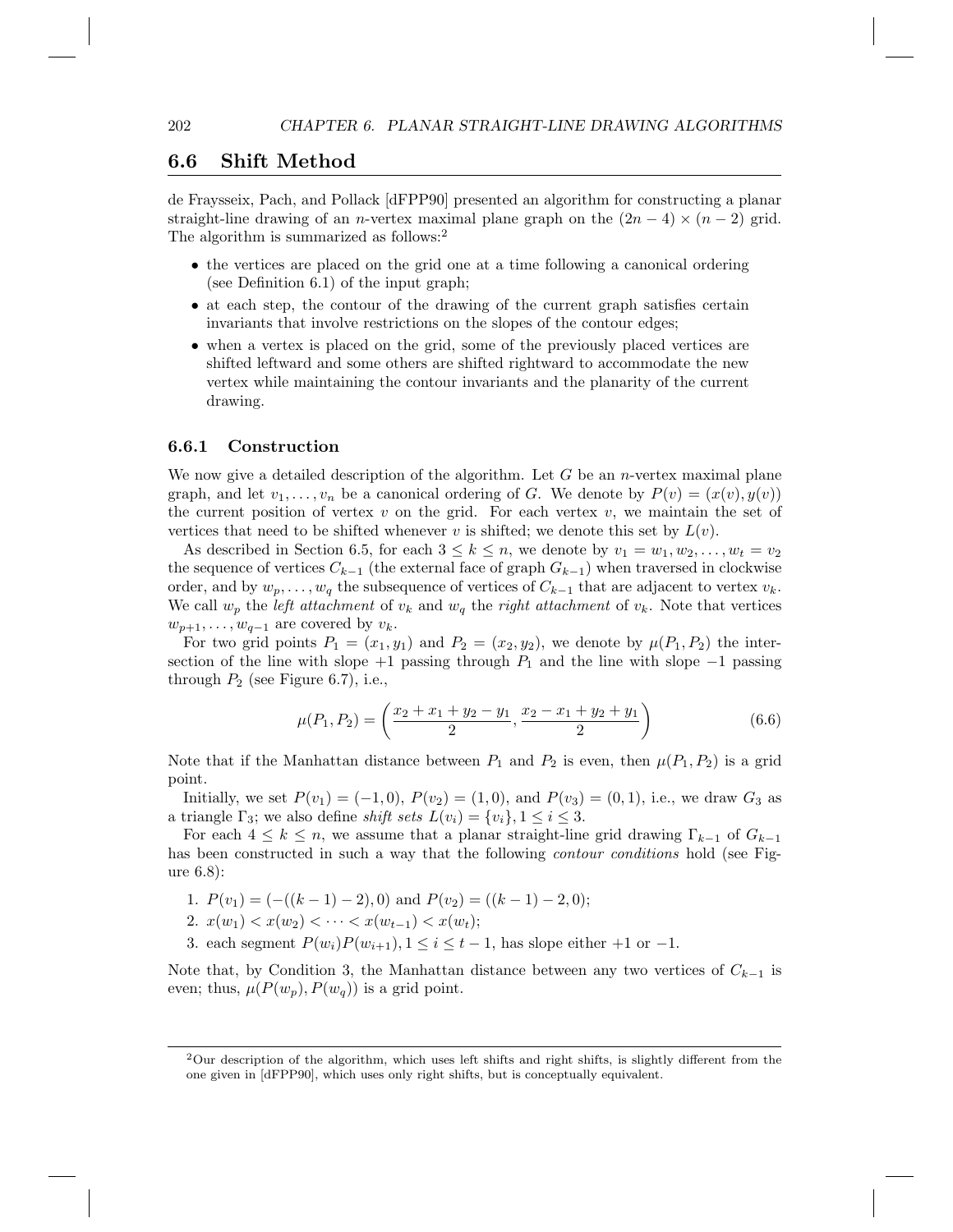## 6.6 Shift Method

de Fraysseix, Pach, and Pollack [dFPP90] presented an algorithm for constructing a planar straight-line drawing of an $n$-vertex maximal plane graph on the $(2n-4) \times (n-2)$ grid. The algorithm is summarized as follows:[2]

- the vertices are placed on the grid one at a time following a canonical ordering (see Definition 6.1) of the input graph;
- at each step, the contour of the drawing of the current graph satisfies certain invariants that involve restrictions on the slopes of the contour edges;
- when a vertex is placed on the grid, some of the previously placed vertices are shifted leftward and some others are shifted rightward to accommodate the new vertex while maintaining the contour invariants and the planarity of the current drawing.

### 6.6.1 Construction

We now give a detailed description of the algorithm. Let $G$ be an $n$-vertex maximal plane graph, and let $v_1, \ldots, v_n$ be a canonical ordering of $G$. We denote by $P(v) = (x(v), y(v))$ the current position of vertex $v$ on the grid. For each vertex $v$, we maintain the set of vertices that need to be shifted whenever $v$ is shifted; we denote this set by $L(v)$.

As described in Section 6.5, for each $3 \leq k \leq n$, we denote by $v_1 = w_1, w_2, \ldots, w_t = v_2$ the sequence of vertices $C_{k-1}$ (the external face of graph $G_{k-1}$) when traversed in clockwise order, and by $w_p, \ldots, w_q$ the subsequence of vertices of $C_{k-1}$ that are adjacent to vertex $v_k$. We call $w_p$ the *left attachment* of $v_k$ and $w_q$ the *right attachment* of $v_k$. Note that vertices $w_{p+1}, \ldots, w_{q-1}$ are covered by $v_k$.

For two grid points $P_1 = (x_1, y_1)$ and $P_2 = (x_2, y_2)$, we denote by $\mu(P_1, P_2)$ the intersection of the line with slope $+1$ passing through $P_1$ and the line with slope $-1$ passing through $P_2$ (see Figure 6.7), i.e.,

$$\mu(P_1, P_2) = \left( \frac{x_2 + x_1 + y_2 - y_1}{2}, \frac{x_2 - x_1 + y_2 + y_1}{2} \right) \tag{6.6}$$

Note that if the Manhattan distance between $P_1$ and $P_2$ is even, then $\mu(P_1, P_2)$ is a grid point.

Initially, we set $P(v_1) = (-1, 0)$, $P(v_2) = (1, 0)$, and $P(v_3) = (0, 1)$, i.e., we draw $G_3$ as a triangle $\Gamma_3$; we also define *shift sets* $L(v_i) = \{v_i\}, 1 \leq i \leq 3$.

For each $4 \leq k \leq n$, we assume that a planar straight-line grid drawing $\Gamma_{k-1}$ of $G_{k-1}$ has been constructed in such a way that the following *contour conditions* hold (see Figure 6.8):

1. $P(v_1) = (-((k-1)-2), 0)$ and $P(v_2) = ((k-1)-2, 0)$;
2. $x(w_1) < x(w_2) < \cdots < x(w_{t-1}) < x(w_t)$;
3. each segment $P(w_i)P(w_{i+1}), 1 \leq i \leq t-1$, has slope either $+1$ or $-1$.

Note that, by Condition 3, the Manhattan distance between any two vertices of $C_{k-1}$ is even; thus, $\mu(P(w_p), P(w_q))$ is a grid point.

---

[2] Our description of the algorithm, which uses left shifts and right shifts, is slightly different from the one given in [dFPP90], which uses only right shifts, but is conceptually equivalent.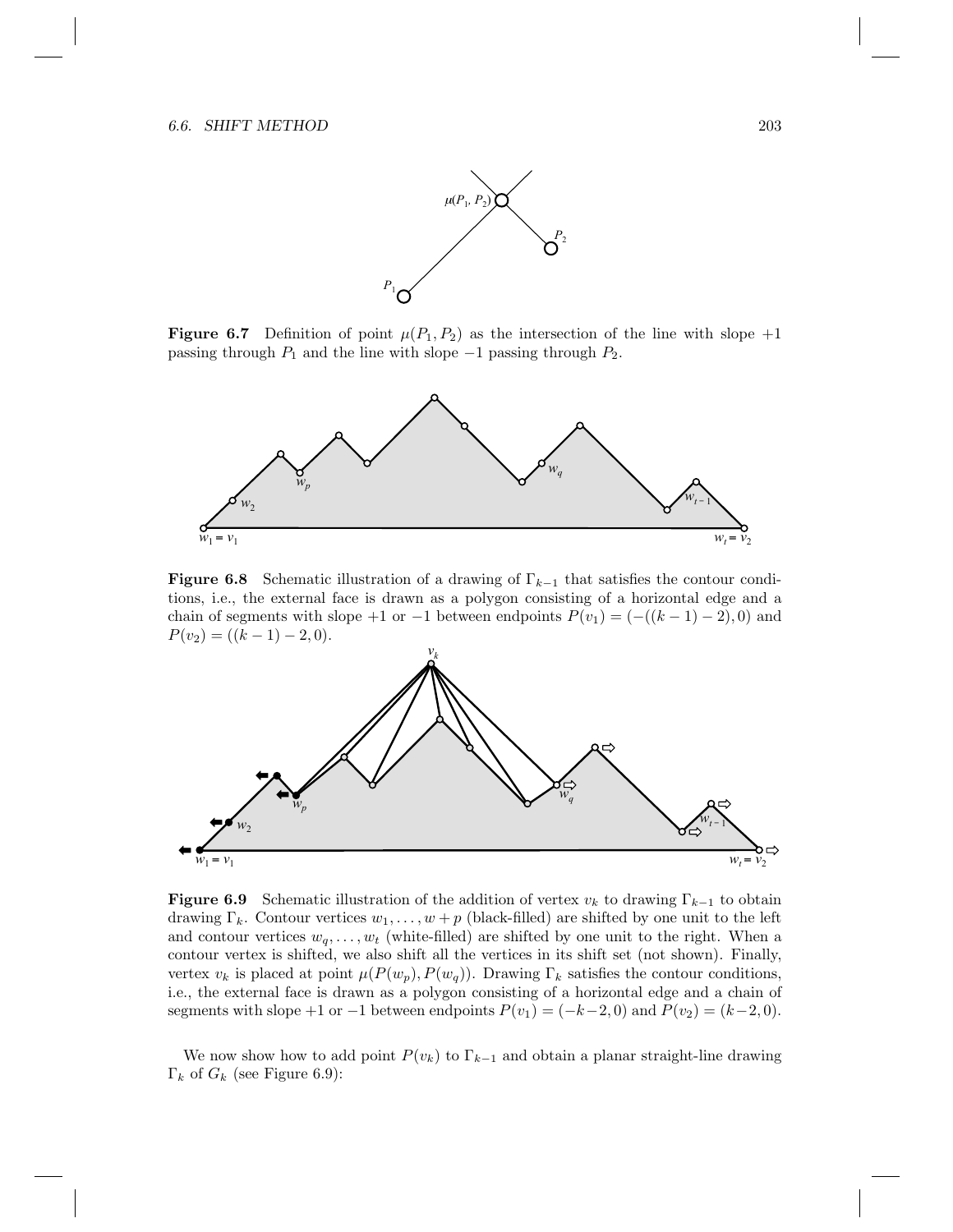**Figure 6.7** Definition of point $\mu(P_1, P_2)$ as the intersection of the line with slope $+1$ passing through $P_1$ and the line with slope $-1$ passing through $P_2$.

**Figure 6.8** Schematic illustration of a drawing of $\Gamma_{k-1}$ that satisfies the contour conditions, i.e., the external face is drawn as a polygon consisting of a horizontal edge and a chain of segments with slope $+1$ or $-1$ between endpoints $P(v_1) = (-((k-1)-2), 0)$ and $P(v_2) = ((k-1)-2, 0)$.

**Figure 6.9** Schematic illustration of the addition of vertex $v_k$ to drawing $\Gamma_{k-1}$ to obtain drawing $\Gamma_k$. Contour vertices $w_1, \ldots, w+p$ (black-filled) are shifted by one unit to the left and contour vertices $w_q, \ldots, w_t$ (white-filled) are shifted by one unit to the right. When a contour vertex is shifted, we also shift all the vertices in its shift set (not shown). Finally, vertex $v_k$ is placed at point $\mu(P(w_p), P(w_q))$. Drawing $\Gamma_k$ satisfies the contour conditions, i.e., the external face is drawn as a polygon consisting of a horizontal edge and a chain of segments with slope $+1$ or $-1$ between endpoints $P(v_1) = (-k-2, 0)$ and $P(v_2) = (k-2, 0)$.

We now show how to add point $P(v_k)$ to $\Gamma_{k-1}$ and obtain a planar straight-line drawing $\Gamma_k$ of $G_k$ (see Figure 6.9):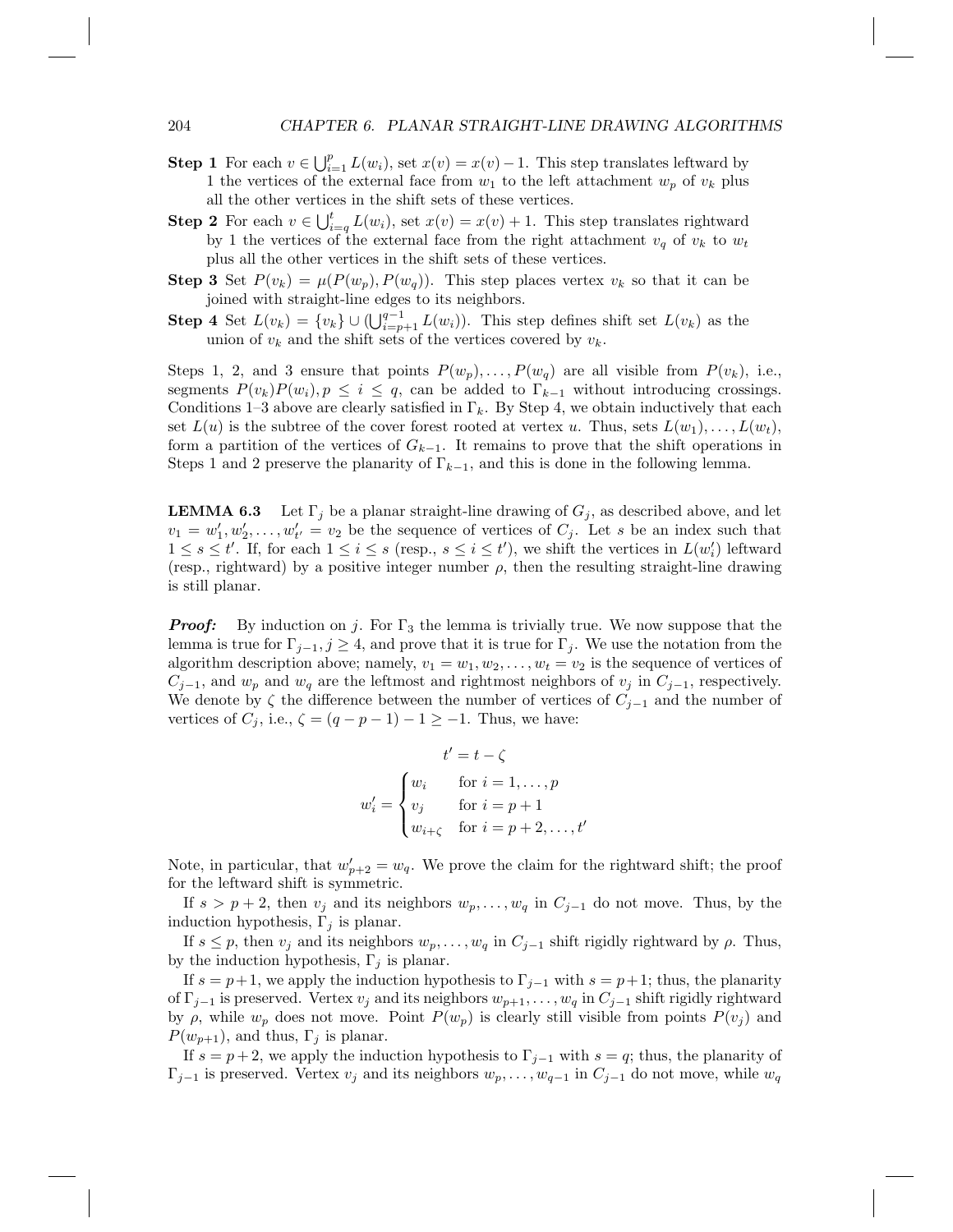**Step 1** For each $v \in \bigcup_{i=1}^{p} L(w_i)$, set $x(v) = x(v) - 1$. This step translates leftward by 1 the vertices of the external face from $w_1$ to the left attachment $w_p$ of $v_k$ plus all the other vertices in the shift sets of these vertices.

**Step 2** For each $v \in \bigcup_{i=q}^{t} L(w_i)$, set $x(v) = x(v) + 1$. This step translates rightward by 1 the vertices of the external face from the right attachment $v_q$ of $v_k$ to $w_t$ plus all the other vertices in the shift sets of these vertices.

**Step 3** Set $P(v_k) = \mu(P(w_p), P(w_q))$. This step places vertex $v_k$ so that it can be joined with straight-line edges to its neighbors.

**Step 4** Set $L(v_k) = \{v_k\} \cup (\bigcup_{i=p+1}^{q-1} L(w_i))$. This step defines shift set $L(v_k)$ as the union of $v_k$ and the shift sets of the vertices covered by $v_k$.

Steps 1, 2, and 3 ensure that points $P(w_p), \ldots, P(w_q)$ are all visible from $P(v_k)$, i.e., segments $P(v_k)P(w_i), p \leq i \leq q$, can be added to $\Gamma_{k-1}$ without introducing crossings. Conditions 1–3 above are clearly satisfied in $\Gamma_k$. By Step 4, we obtain inductively that each set $L(u)$ is the subtree of the cover forest rooted at vertex $u$. Thus, sets $L(w_1), \ldots, L(w_t)$, form a partition of the vertices of $G_{k-1}$. It remains to prove that the shift operations in Steps 1 and 2 preserve the planarity of $\Gamma_{k-1}$, and this is done in the following lemma.

**LEMMA 6.3** Let $\Gamma_j$ be a planar straight-line drawing of $G_j$, as described above, and let $v_1 = w'_1, w'_2, \ldots, w'_{t'} = v_2$ be the sequence of vertices of $C_j$. Let $s$ be an index such that $1 \leq s \leq t'$. If, for each $1 \leq i \leq s$ (resp., $s \leq i \leq t'$), we shift the vertices in $L(w'_i)$ leftward (resp., rightward) by a positive integer number $\rho$, then the resulting straight-line drawing is still planar.

***Proof:*** By induction on $j$. For $\Gamma_3$ the lemma is trivially true. We now suppose that the lemma is true for $\Gamma_{j-1}, j \geq 4$, and prove that it is true for $\Gamma_j$. We use the notation from the algorithm description above; namely, $v_1 = w_1, w_2, \ldots, w_t = v_2$ is the sequence of vertices of $C_{j-1}$, and $w_p$ and $w_q$ are the leftmost and rightmost neighbors of $v_j$ in $C_{j-1}$, respectively. We denote by $\zeta$ the difference between the number of vertices of $C_{j-1}$ and the number of vertices of $C_j$, i.e., $\zeta = (q - p - 1) - 1 \geq -1$. Thus, we have:

$$t' = t - \zeta$$

$$w'_i = \begin{cases} w_i & \text{for } i = 1, \ldots, p \\ v_j & \text{for } i = p + 1 \\ w_{i+\zeta} & \text{for } i = p + 2, \ldots, t' \end{cases}$$

Note, in particular, that $w'_{p+2} = w_q$. We prove the claim for the rightward shift; the proof for the leftward shift is symmetric.

If $s > p + 2$, then $v_j$ and its neighbors $w_p, \ldots, w_q$ in $C_{j-1}$ do not move. Thus, by the induction hypothesis, $\Gamma_j$ is planar.

If $s \leq p$, then $v_j$ and its neighbors $w_p, \ldots, w_q$ in $C_{j-1}$ shift rigidly rightward by $\rho$. Thus, by the induction hypothesis, $\Gamma_j$ is planar.

If $s = p+1$, we apply the induction hypothesis to $\Gamma_{j-1}$ with $s = p+1$; thus, the planarity of $\Gamma_{j-1}$ is preserved. Vertex $v_j$ and its neighbors $w_{p+1}, \ldots, w_q$ in $C_{j-1}$ shift rigidly rightward by $\rho$, while $w_p$ does not move. Point $P(w_p)$ is clearly still visible from points $P(v_j)$ and $P(w_{p+1})$, and thus, $\Gamma_j$ is planar.

If $s = p + 2$, we apply the induction hypothesis to $\Gamma_{j-1}$ with $s = q$; thus, the planarity of $\Gamma_{j-1}$ is preserved. Vertex $v_j$ and its neighbors $w_p, \ldots, w_{q-1}$ in $C_{j-1}$ do not move, while $w_q$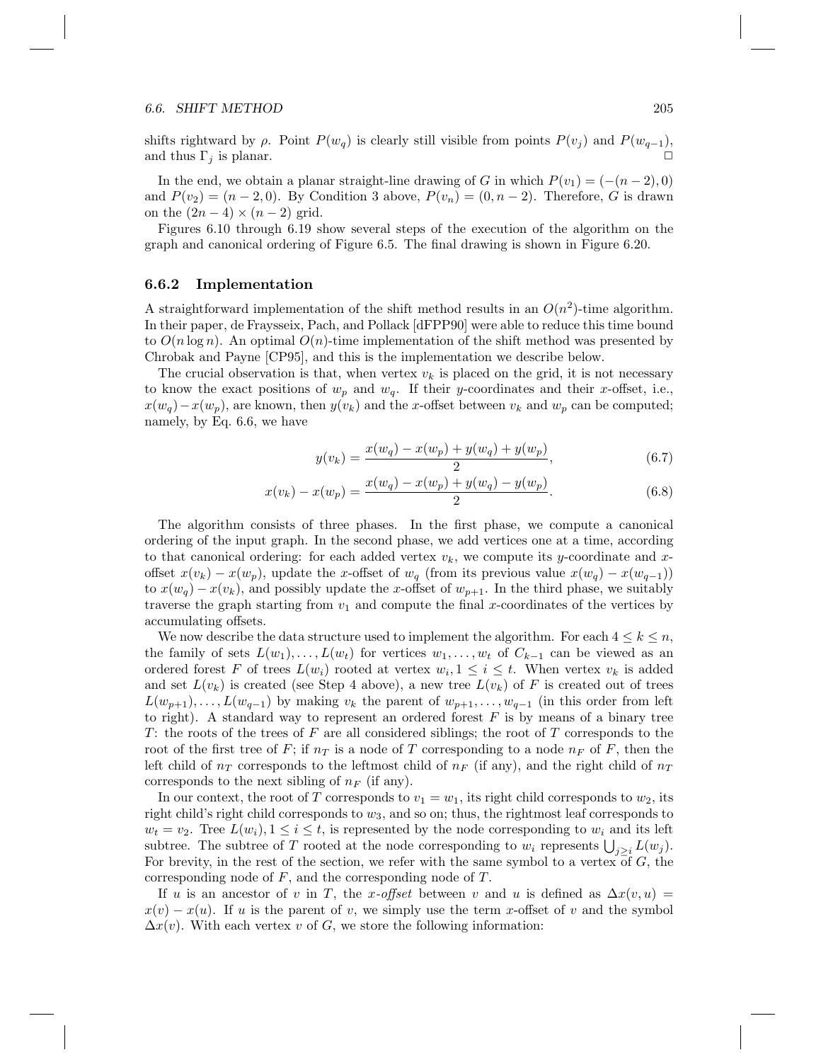shifts rightward by $\rho$. Point $P(w_q)$ is clearly still visible from points $P(v_j)$ and $P(w_{q-1})$, and thus $\Gamma_j$ is planar. □

In the end, we obtain a planar straight-line drawing of $G$ in which $P(v_1) = (-(n-2), 0)$ and $P(v_2) = (n-2, 0)$. By Condition 3 above, $P(v_n) = (0, n-2)$. Therefore, $G$ is drawn on the $(2n-4) \times (n-2)$ grid.

Figures 6.10 through 6.19 show several steps of the execution of the algorithm on the graph and canonical ordering of Figure 6.5. The final drawing is shown in Figure 6.20.

### 6.6.2 Implementation

A straightforward implementation of the shift method results in an $O(n^2)$-time algorithm. In their paper, de Fraysseix, Pach, and Pollack [dFPP90] were able to reduce this time bound to $O(n \log n)$. An optimal $O(n)$-time implementation of the shift method was presented by Chrobak and Payne [CP95], and this is the implementation we describe below.

The crucial observation is that, when vertex $v_k$ is placed on the grid, it is not necessary to know the exact positions of $w_p$ and $w_q$. If their $y$-coordinates and their $x$-offset, i.e., $x(w_q) - x(w_p)$, are known, then $y(v_k)$ and the $x$-offset between $v_k$ and $w_p$ can be computed; namely, by Eq. 6.6, we have

$$y(v_k) = \frac{x(w_q) - x(w_p) + y(w_q) + y(w_p)}{2}, \tag{6.7}$$

$$x(v_k) - x(w_p) = \frac{x(w_q) - x(w_p) + y(w_q) - y(w_p)}{2}. \tag{6.8}$$

The algorithm consists of three phases. In the first phase, we compute a canonical ordering of the input graph. In the second phase, we add vertices one at a time, according to that canonical ordering: for each added vertex $v_k$, we compute its $y$-coordinate and $x$-offset $x(v_k) - x(w_p)$, update the $x$-offset of $w_q$ (from its previous value $x(w_q) - x(w_{q-1})$) to $x(w_q) - x(v_k)$, and possibly update the $x$-offset of $w_{p+1}$. In the third phase, we suitably traverse the graph starting from $v_1$ and compute the final $x$-coordinates of the vertices by accumulating offsets.

We now describe the data structure used to implement the algorithm. For each $4 \leq k \leq n$, the family of sets $L(w_1), \ldots, L(w_t)$ for vertices $w_1, \ldots, w_t$ of $C_{k-1}$ can be viewed as an ordered forest $F$ of trees $L(w_i)$ rooted at vertex $w_i, 1 \leq i \leq t$. When vertex $v_k$ is added and set $L(v_k)$ is created (see Step 4 above), a new tree $L(v_k)$ of $F$ is created out of trees $L(w_{p+1}), \ldots, L(w_{q-1})$ by making $v_k$ the parent of $w_{p+1}, \ldots, w_{q-1}$ (in this order from left to right). A standard way to represent an ordered forest $F$ is by means of a binary tree $T$: the roots of the trees of $F$ are all considered siblings; the root of $T$ corresponds to the root of the first tree of $F$; if $n_T$ is a node of $T$ corresponding to a node $n_F$ of $F$, then the left child of $n_T$ corresponds to the leftmost child of $n_F$ (if any), and the right child of $n_T$ corresponds to the next sibling of $n_F$ (if any).

In our context, the root of $T$ corresponds to $v_1 = w_1$, its right child corresponds to $w_2$, its right child's right child corresponds to $w_3$, and so on; thus, the rightmost leaf corresponds to $w_t = v_2$. Tree $L(w_i), 1 \leq i \leq t$, is represented by the node corresponding to $w_i$ and its left subtree. The subtree of $T$ rooted at the node corresponding to $w_i$ represents $\bigcup_{j \geq i} L(w_j)$. For brevity, in the rest of the section, we refer with the same symbol to a vertex of $G$, the corresponding node of $F$, and the corresponding node of $T$.

If $u$ is an ancestor of $v$ in $T$, the *x-offset* between $v$ and $u$ is defined as $\Delta x(v, u) = x(v) - x(u)$. If $u$ is the parent of $v$, we simply use the term $x$-offset of $v$ and the symbol $\Delta x(v)$. With each vertex $v$ of $G$, we store the following information: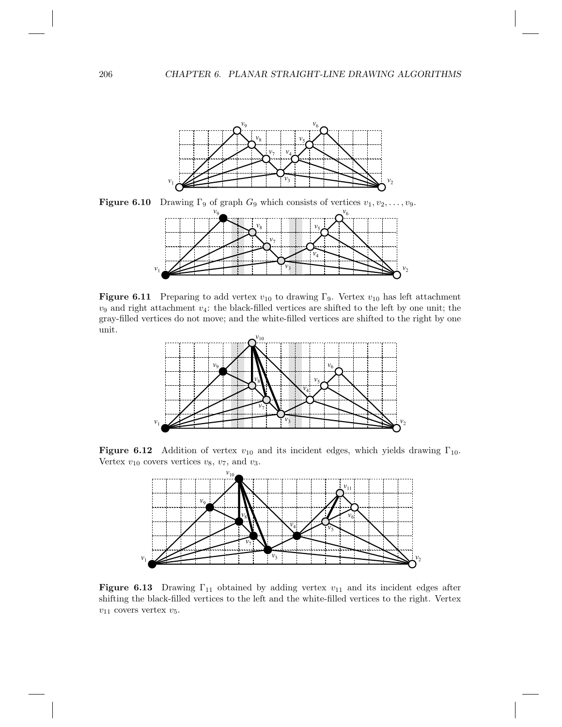**Figure 6.10** Drawing $\Gamma_9$ of graph $G_9$ which consists of vertices $v_1, v_2, \ldots, v_9$.

**Figure 6.11** Preparing to add vertex $v_{10}$ to drawing $\Gamma_9$. Vertex $v_{10}$ has left attachment $v_9$ and right attachment $v_4$: the black-filled vertices are shifted to the left by one unit; the gray-filled vertices do not move; and the white-filled vertices are shifted to the right by one unit.

**Figure 6.12** Addition of vertex $v_{10}$ and its incident edges, which yields drawing $\Gamma_{10}$. Vertex $v_{10}$ covers vertices $v_8$, $v_7$, and $v_3$.

**Figure 6.13** Drawing $\Gamma_{11}$ obtained by adding vertex $v_{11}$ and its incident edges after shifting the black-filled vertices to the left and the white-filled vertices to the right. Vertex $v_{11}$ covers vertex $v_5$.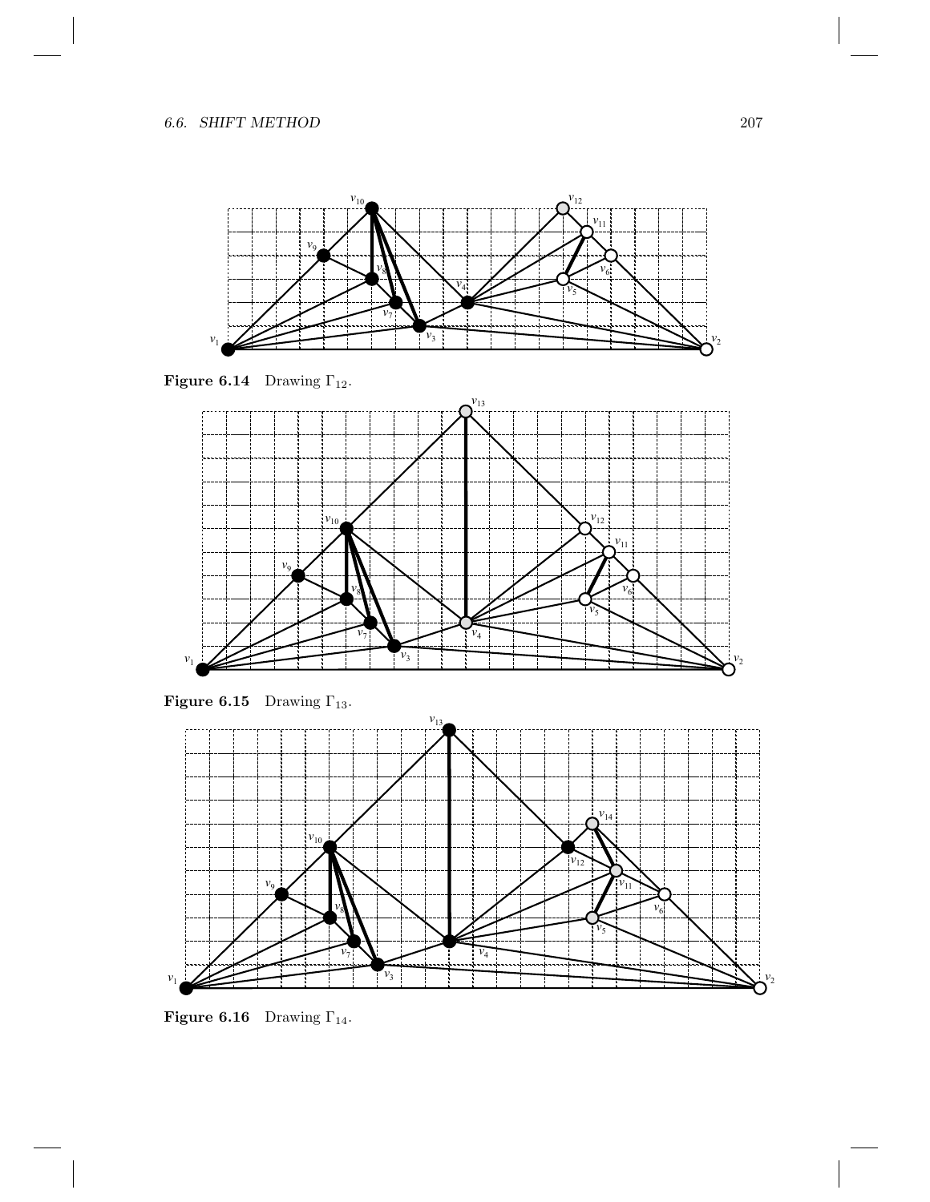**Figure 6.14** Drawing $\Gamma_{12}$.

**Figure 6.15** Drawing $\Gamma_{13}$.

**Figure 6.16** Drawing $\Gamma_{14}$.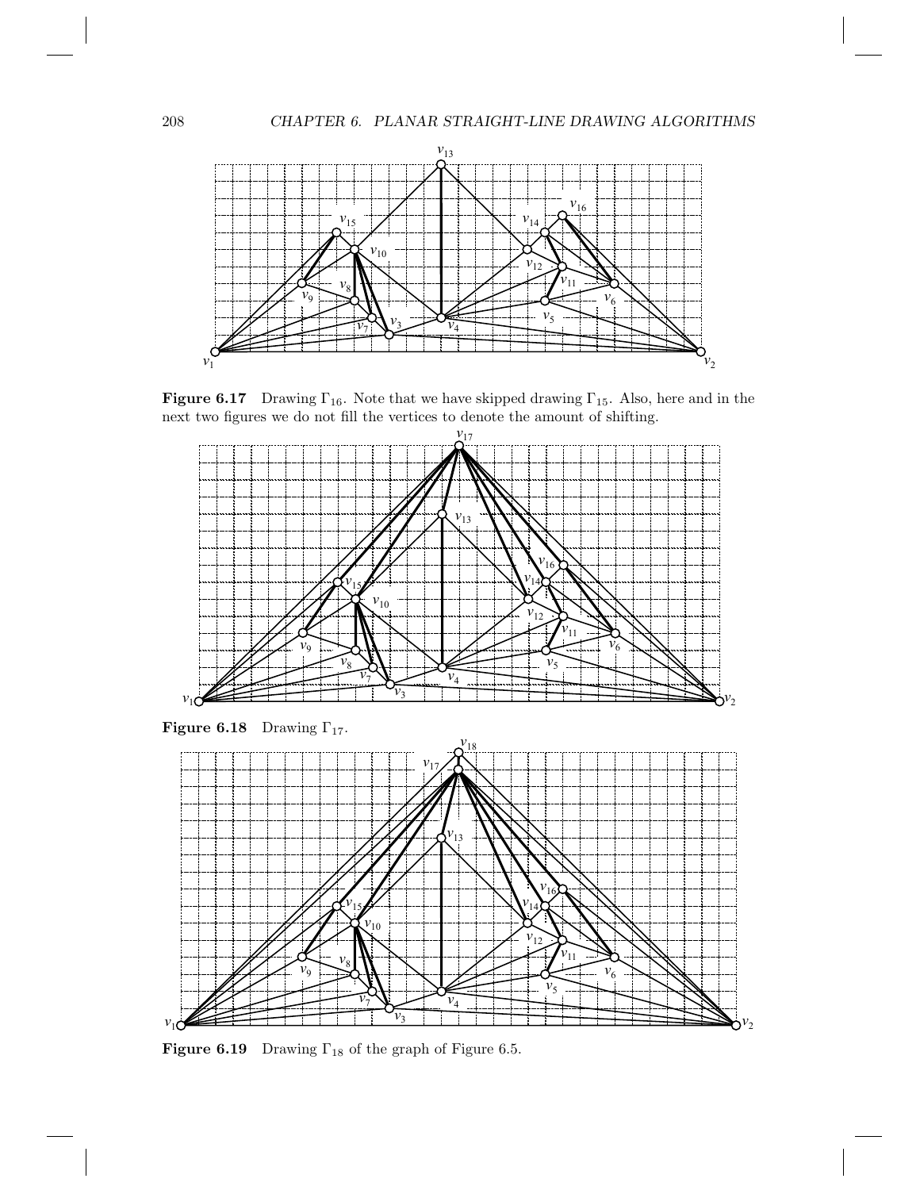**Figure 6.17** Drawing $\Gamma_{16}$. Note that we have skipped drawing $\Gamma_{15}$. Also, here and in the next two figures we do not fill the vertices to denote the amount of shifting.

**Figure 6.18** Drawing $\Gamma_{17}$.

**Figure 6.19** Drawing $\Gamma_{18}$ of the graph of Figure 6.5.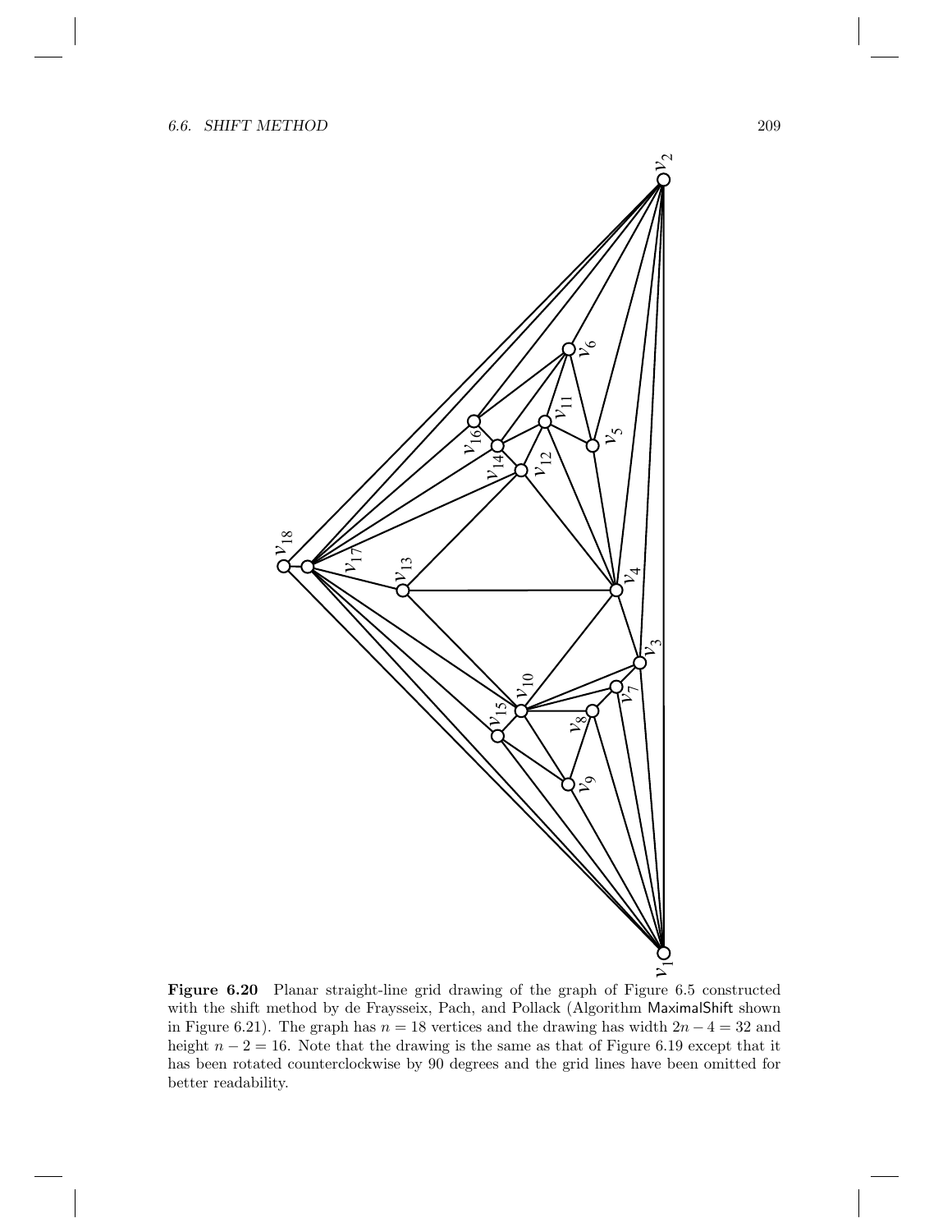**Figure 6.20** Planar straight-line grid drawing of the graph of Figure 6.5 constructed with the shift method by de Fraysseix, Pach, and Pollack (Algorithm MaximalShift shown in Figure 6.21). The graph has $n = 18$ vertices and the drawing has width $2n - 4 = 32$ and height $n - 2 = 16$. Note that the drawing is the same as that of Figure 6.19 except that it has been rotated counterclockwise by 90 degrees and the grid lines have been omitted for better readability.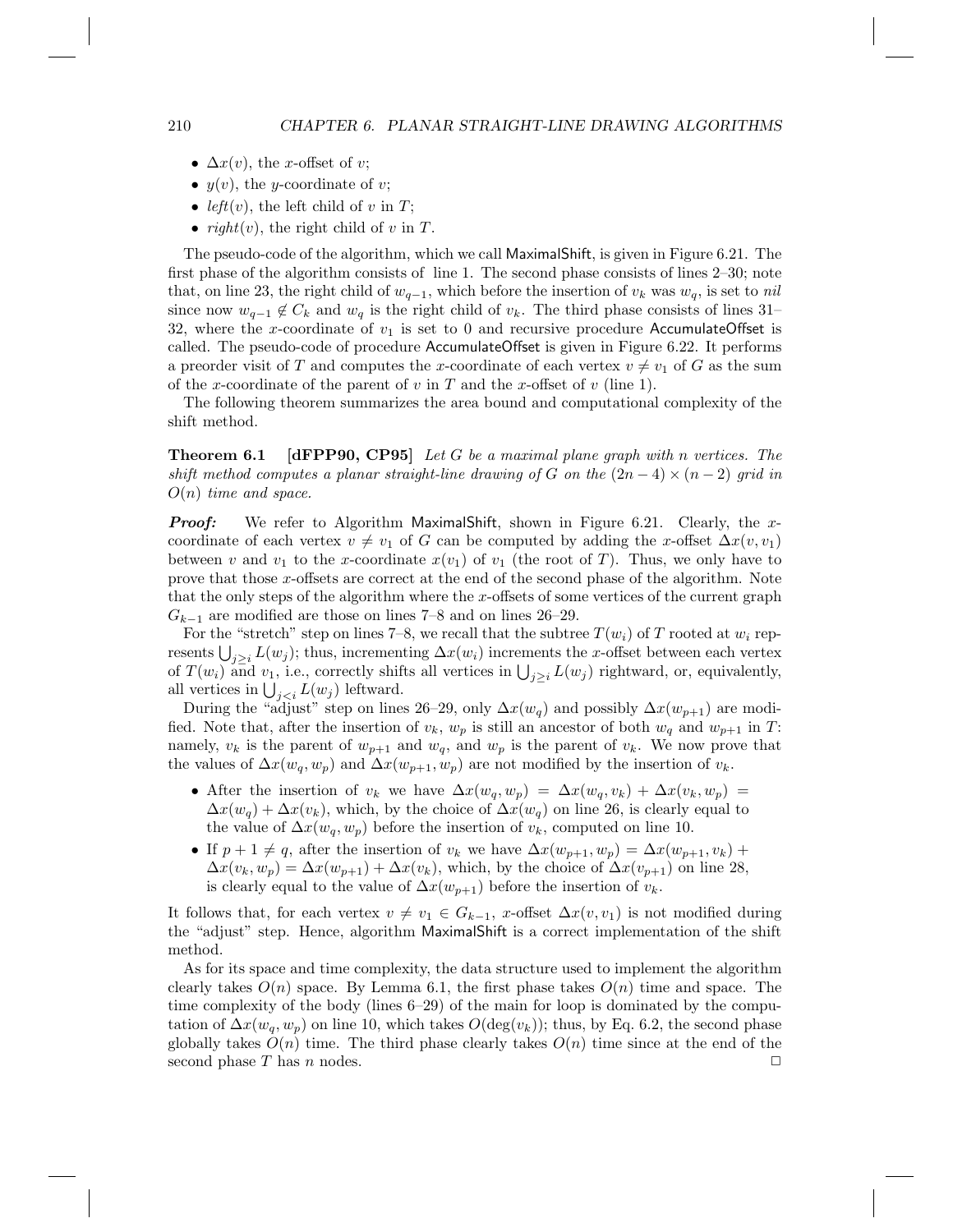- $\Delta x(v)$, the $x$-offset of $v$;
- $y(v)$, the $y$-coordinate of $v$;
- $left(v)$, the left child of $v$ in $T$;
- $right(v)$, the right child of $v$ in $T$.

The pseudo-code of the algorithm, which we call MaximalShift, is given in Figure 6.21. The first phase of the algorithm consists of line 1. The second phase consists of lines 2–30; note that, on line 23, the right child of $w_{q-1}$, which before the insertion of $v_k$ was $w_q$, is set to *nil* since now $w_{q-1} \notin C_k$ and $w_q$ is the right child of $v_k$. The third phase consists of lines 31–32, where the $x$-coordinate of $v_1$ is set to 0 and recursive procedure AccumulateOffset is called. The pseudo-code of procedure AccumulateOffset is given in Figure 6.22. It performs a preorder visit of $T$ and computes the $x$-coordinate of each vertex $v \neq v_1$ of $G$ as the sum of the $x$-coordinate of the parent of $v$ in $T$ and the $x$-offset of $v$ (line 1).

The following theorem summarizes the area bound and computational complexity of the shift method.

**Theorem 6.1** **[dFPP90, CP95]** *Let $G$ be a maximal plane graph with $n$ vertices. The shift method computes a planar straight-line drawing of $G$ on the $(2n-4) \times (n-2)$ grid in $O(n)$ time and space.*

***Proof:*** We refer to Algorithm MaximalShift, shown in Figure 6.21. Clearly, the $x$-coordinate of each vertex $v \neq v_1$ of $G$ can be computed by adding the $x$-offset $\Delta x(v, v_1)$ between $v$ and $v_1$ to the $x$-coordinate $x(v_1)$ of $v_1$ (the root of $T$). Thus, we only have to prove that those $x$-offsets are correct at the end of the second phase of the algorithm. Note that the only steps of the algorithm where the $x$-offsets of some vertices of the current graph $G_{k-1}$ are modified are those on lines 7–8 and on lines 26–29.

For the "stretch" step on lines 7–8, we recall that the subtree $T(w_i)$ of $T$ rooted at $w_i$ represents $\bigcup_{j \geq i} L(w_j)$; thus, incrementing $\Delta x(w_i)$ increments the $x$-offset between each vertex of $T(w_i)$ and $v_1$, i.e., correctly shifts all vertices in $\bigcup_{j \geq i} L(w_j)$ rightward, or, equivalently, all vertices in $\bigcup_{j<i} L(w_j)$ leftward.

During the "adjust" step on lines 26–29, only $\Delta x(w_q)$ and possibly $\Delta x(w_{p+1})$ are modified. Note that, after the insertion of $v_k$, $w_p$ is still an ancestor of both $w_q$ and $w_{p+1}$ in $T$: namely, $v_k$ is the parent of $w_{p+1}$ and $w_q$, and $w_p$ is the parent of $v_k$. We now prove that the values of $\Delta x(w_q, w_p)$ and $\Delta x(w_{p+1}, w_p)$ are not modified by the insertion of $v_k$.

- After the insertion of $v_k$ we have $\Delta x(w_q, w_p) = \Delta x(w_q, v_k) + \Delta x(v_k, w_p) = \Delta x(w_q) + \Delta x(v_k)$, which, by the choice of $\Delta x(v_k)$ on line 26, is clearly equal to the value of $\Delta x(w_q, w_p)$ before the insertion of $v_k$, computed on line 10.
- If $p + 1 \neq q$, after the insertion of $v_k$ we have $\Delta x(w_{p+1}, w_p) = \Delta x(w_{p+1}, v_k) + \Delta x(v_k, w_p) = \Delta x(w_{p+1}) + \Delta x(v_k)$, which, by the choice of $\Delta x(v_{p+1})$ on line 28, is clearly equal to the value of $\Delta x(w_{p+1})$ before the insertion of $v_k$.

It follows that, for each vertex $v \neq v_1 \in G_{k-1}$, $x$-offset $\Delta x(v, v_1)$ is not modified during the "adjust" step. Hence, algorithm MaximalShift is a correct implementation of the shift method.

As for its space and time complexity, the data structure used to implement the algorithm clearly takes $O(n)$ space. By Lemma 6.1, the first phase takes $O(n)$ time and space. The time complexity of the body (lines 6–29) of the main for loop is dominated by the computation of $\Delta x(w_q, w_p)$ on line 10, which takes $O(\deg(v_k))$; thus, by Eq. 6.2, the second phase globally takes $O(n)$ time. The third phase clearly takes $O(n)$ time since at the end of the second phase $T$ has $n$ nodes. □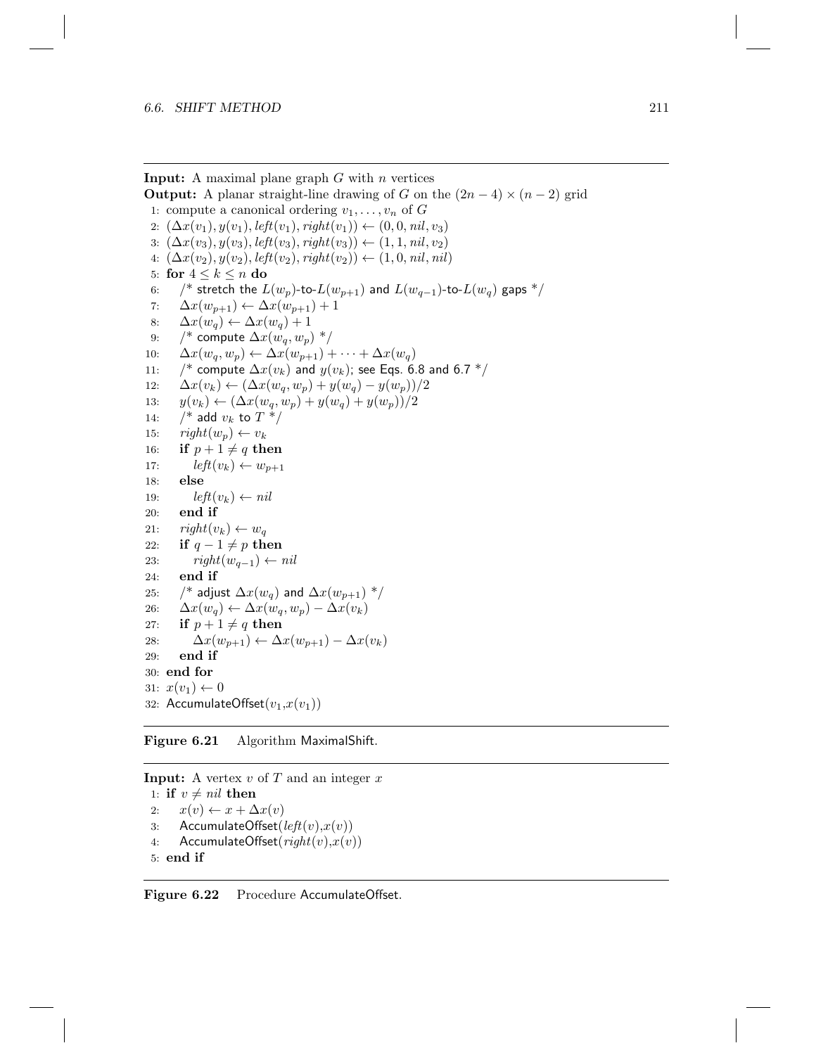**Input:** A maximal plane graph $G$ with $n$ vertices
**Output:** A planar straight-line drawing of $G$ on the $(2n-4) \times (n-2)$ grid

```
1: compute a canonical ordering v_1, ..., v_n of G
2: (Δx(v_1), y(v_1), left(v_1), right(v_1)) ← (0, 0, nil, v_3)
3: (Δx(v_3), y(v_3), left(v_3), right(v_3)) ← (1, 1, nil, v_2)
4: (Δx(v_2), y(v_2), left(v_2), right(v_2)) ← (1, 0, nil, nil)
5: for 4 ≤ k ≤ n do
6:    /* stretch the L(w_p)-to-L(w_{p+1}) and L(w_{q-1})-to-L(w_q) gaps */
7:    Δx(w_{p+1}) ← Δx(w_{p+1}) + 1
8:    Δx(w_q) ← Δx(w_q) + 1
9:    /* compute Δx(w_q, w_p) */
10:   Δx(w_q, w_p) ← Δx(w_{p+1}) + ··· + Δx(w_q)
11:   /* compute Δx(v_k) and y(v_k); see Eqs. 6.8 and 6.7 */
12:   Δx(v_k) ← (Δx(w_q, w_p) + y(w_q) − y(w_p))/2
13:   y(v_k) ← (Δx(w_q, w_p) + y(w_q) + y(w_p))/2
14:   /* add v_k to T */
15:   right(w_p) ← v_k
16:   if p + 1 ≠ q then
17:      left(v_k) ← w_{p+1}
18:   else
19:      left(v_k) ← nil
20:   end if
21:   right(v_k) ← w_q
22:   if q − 1 ≠ p then
23:      right(w_{q-1}) ← nil
24:   end if
25:   /* adjust Δx(w_q) and Δx(w_{p+1}) */
26:   Δx(w_q) ← Δx(w_q, w_p) − Δx(v_k)
27:   if p + 1 ≠ q then
28:      Δx(w_{p+1}) ← Δx(w_{p+1}) − Δx(v_k)
29:   end if
30: end for
31: x(v_1) ← 0
32: AccumulateOffset(v_1, x(v_1))
```

**Figure 6.21** Algorithm MaximalShift.

**Input:** A vertex $v$ of $T$ and an integer $x$

```
1: if v ≠ nil then
2:    x(v) ← x + Δx(v)
3:    AccumulateOffset(left(v), x(v))
4:    AccumulateOffset(right(v), x(v))
5: end if
```

**Figure 6.22** Procedure AccumulateOffset.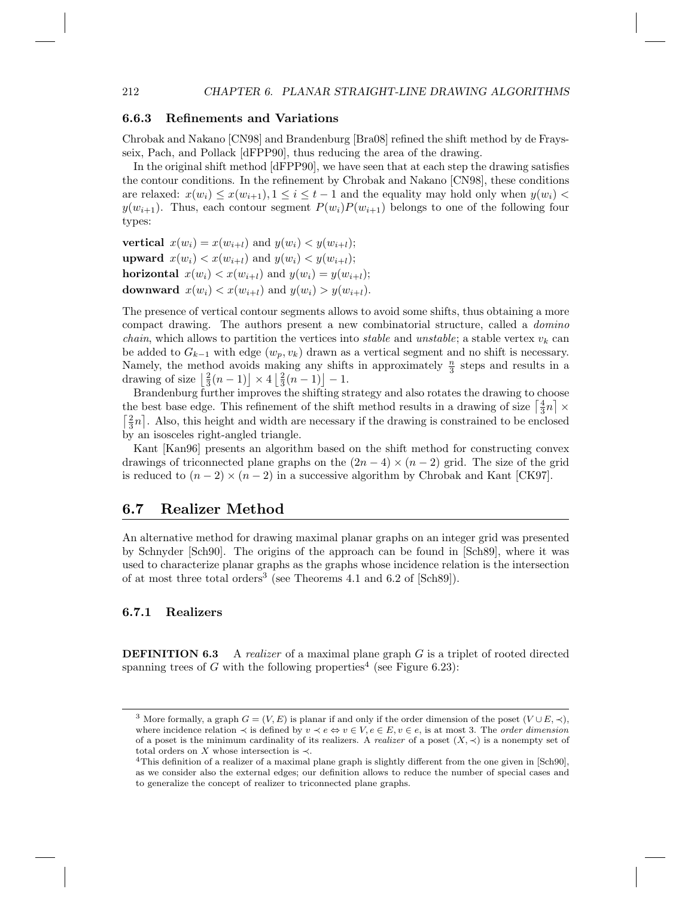### 6.6.3 Refinements and Variations

Chrobak and Nakano [CN98] and Brandenburg [Bra08] refined the shift method by de Fraysseix, Pach, and Pollack [dFPP90], thus reducing the area of the drawing.

In the original shift method [dFPP90], we have seen that at each step the drawing satisfies the contour conditions. In the refinement by Chrobak and Nakano [CN98], these conditions are relaxed: $x(w_i) \leq x(w_{i+1}), 1 \leq i \leq t-1$ and the equality may hold only when $y(w_i) < y(w_{i+1})$. Thus, each contour segment $P(w_i)P(w_{i+1})$ belongs to one of the following four types:

**vertical** $x(w_i) = x(w_{i+l})$ and $y(w_i) < y(w_{i+l})$;
**upward** $x(w_i) < x(w_{i+l})$ and $y(w_i) < y(w_{i+l})$;
**horizontal** $x(w_i) < x(w_{i+l})$ and $y(w_i) = y(w_{i+l})$;
**downward** $x(w_i) < x(w_{i+l})$ and $y(w_i) > y(w_{i+l})$.

The presence of vertical contour segments allows to avoid some shifts, thus obtaining a more compact drawing. The authors present a new combinatorial structure, called a *domino chain*, which allows to partition the vertices into *stable* and *unstable*; a stable vertex $v_k$ can be added to $G_{k-1}$ with edge $(w_p, v_k)$ drawn as a vertical segment and no shift is necessary. Namely, the method avoids making any shifts in approximately $\frac{n}{3}$ steps and results in a drawing of size $\left\lfloor \frac{2}{3}(n-1) \right\rfloor \times 4 \left\lfloor \frac{2}{3}(n-1) \right\rfloor - 1$.

Brandenburg further improves the shifting strategy and also rotates the drawing to choose the best base edge. This refinement of the shift method results in a drawing of size $\left\lceil \frac{4}{3}n \right\rceil \times \left\lceil \frac{2}{3}n \right\rceil$. Also, this height and width are necessary if the drawing is constrained to be enclosed by an isosceles right-angled triangle.

Kant [Kan96] presents an algorithm based on the shift method for constructing convex drawings of triconnected plane graphs on the $(2n-4) \times (n-2)$ grid. The size of the grid is reduced to $(n-2) \times (n-2)$ in a successive algorithm by Chrobak and Kant [CK97].

## 6.7 Realizer Method

An alternative method for drawing maximal planar graphs on an integer grid was presented by Schnyder [Sch90]. The origins of the approach can be found in [Sch89], where it was used to characterize planar graphs as the graphs whose incidence relation is the intersection of at most three total orders[3] (see Theorems 4.1 and 6.2 of [Sch89]).

### 6.7.1 Realizers

**DEFINITION 6.3** A *realizer* of a maximal plane graph $G$ is a triplet of rooted directed spanning trees of $G$ with the following properties[4] (see Figure 6.23):

---

[3] More formally, a graph $G = (V, E)$ is planar if and only if the order dimension of the poset $(V \cup E, \prec)$, where incidence relation $\prec$ is defined by $v \prec e \Leftrightarrow v \in V, e \in E, v \in e$, is at most 3. The *order dimension* of a poset is the minimum cardinality of its realizers. A *realizer* of a poset $(X, \prec)$ is a nonempty set of total orders on $X$ whose intersection is $\prec$.

[4] This definition of a realizer of a maximal plane graph is slightly different from the one given in [Sch90], as we consider also the external edges; our definition allows to reduce the number of special cases and to generalize the concept of realizer to triconnected plane graphs.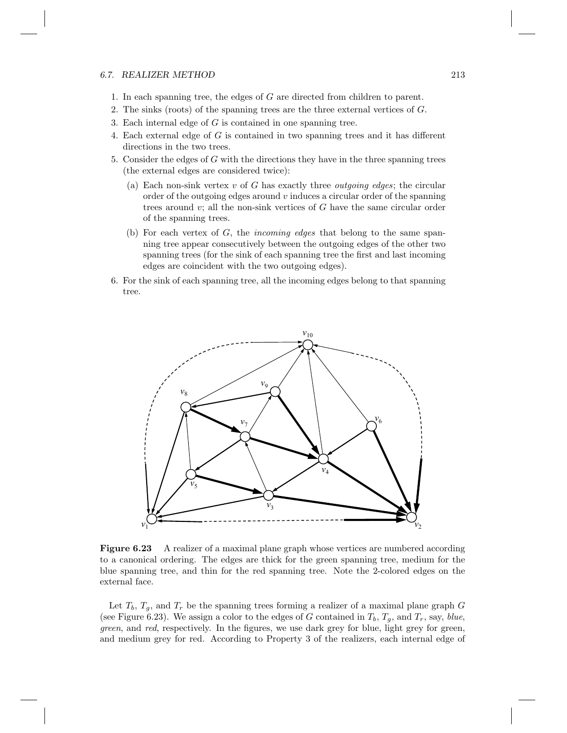1. In each spanning tree, the edges of $G$ are directed from children to parent.
2. The sinks (roots) of the spanning trees are the three external vertices of $G$.
3. Each internal edge of $G$ is contained in one spanning tree.
4. Each external edge of $G$ is contained in two spanning trees and it has different directions in the two trees.
5. Consider the edges of $G$ with the directions they have in the three spanning trees (the external edges are considered twice):
   (a) Each non-sink vertex $v$ of $G$ has exactly three *outgoing edges*; the circular order of the outgoing edges around $v$ induces a circular order of the spanning trees around $v$; all the non-sink vertices of $G$ have the same circular order of the spanning trees.
   (b) For each vertex of $G$, the *incoming edges* that belong to the same spanning tree appear consecutively between the outgoing edges of the other two spanning trees (for the sink of each spanning tree the first and last incoming edges are coincident with the two outgoing edges).
6. For the sink of each spanning tree, all the incoming edges belong to that spanning tree.

**Figure 6.23** A realizer of a maximal plane graph whose vertices are numbered according to a canonical ordering. The edges are thick for the green spanning tree, medium for the blue spanning tree, and thin for the red spanning tree. Note the 2-colored edges on the external face.

Let $T_b$, $T_g$, and $T_r$ be the spanning trees forming a realizer of a maximal plane graph $G$ (see Figure 6.23). We assign a color to the edges of $G$ contained in $T_b$, $T_g$, and $T_r$, say, *blue*, *green*, and *red*, respectively. In the figures, we use dark grey for blue, light grey for green, and medium grey for red. According to Property 3 of the realizers, each internal edge of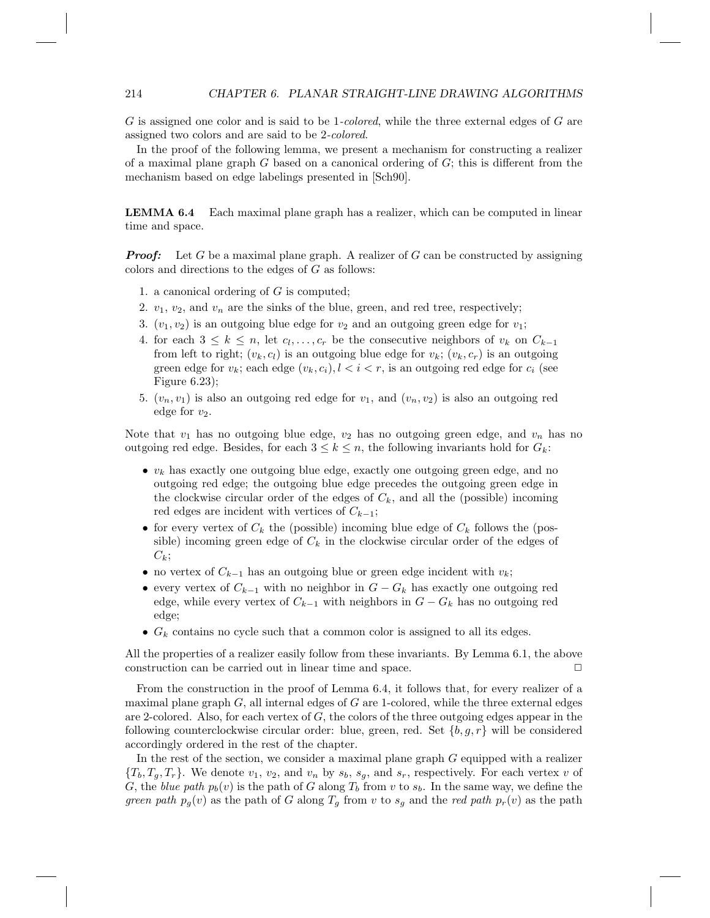$G$ is assigned one color and is said to be *1-colored*, while the three external edges of $G$ are assigned two colors and are said to be *2-colored*.

In the proof of the following lemma, we present a mechanism for constructing a realizer of a maximal plane graph $G$ based on a canonical ordering of $G$; this is different from the mechanism based on edge labelings presented in [Sch90].

**LEMMA 6.4** Each maximal plane graph has a realizer, which can be computed in linear time and space.

***Proof:*** Let $G$ be a maximal plane graph. A realizer of $G$ can be constructed by assigning colors and directions to the edges of $G$ as follows:

1. a canonical ordering of $G$ is computed;
2. $v_1$, $v_2$, and $v_n$ are the sinks of the blue, green, and red tree, respectively;
3. $(v_1, v_2)$ is an outgoing blue edge for $v_2$ and an outgoing green edge for $v_1$;
4. for each $3 \leq k \leq n$, let $c_l, \ldots, c_r$ be the consecutive neighbors of $v_k$ on $C_{k-1}$ from left to right; $(v_k, c_l)$ is an outgoing blue edge for $v_k$; $(v_k, c_r)$ is an outgoing green edge for $v_k$; each edge $(v_k, c_i), l < i < r$, is an outgoing red edge for $c_i$ (see Figure 6.23);
5. $(v_n, v_1)$ is also an outgoing red edge for $v_1$, and $(v_n, v_2)$ is also an outgoing red edge for $v_2$.

Note that $v_1$ has no outgoing blue edge, $v_2$ has no outgoing green edge, and $v_n$ has no outgoing red edge. Besides, for each $3 \leq k \leq n$, the following invariants hold for $G_k$:

- $v_k$ has exactly one outgoing blue edge, exactly one outgoing green edge, and no outgoing red edge; the outgoing blue edge precedes the outgoing green edge in the clockwise circular order of the edges of $C_k$, and all the (possible) incoming red edges are incident with vertices of $C_{k-1}$;
- for every vertex of $C_k$ the (possible) incoming blue edge of $C_k$ follows the (possible) incoming green edge of $C_k$ in the clockwise circular order of the edges of $C_k$;
- no vertex of $C_{k-1}$ has an outgoing blue or green edge incident with $v_k$;
- every vertex of $C_{k-1}$ with no neighbor in $G - G_k$ has exactly one outgoing red edge, while every vertex of $C_{k-1}$ with neighbors in $G - G_k$ has no outgoing red edge;
- $G_k$ contains no cycle such that a common color is assigned to all its edges.

All the properties of a realizer easily follow from these invariants. By Lemma 6.1, the above construction can be carried out in linear time and space. $\square$

From the construction in the proof of Lemma 6.4, it follows that, for every realizer of a maximal plane graph $G$, all internal edges of $G$ are 1-colored, while the three external edges are 2-colored. Also, for each vertex of $G$, the colors of the three outgoing edges appear in the following counterclockwise circular order: blue, green, red. Set $\{b, g, r\}$ will be considered accordingly ordered in the rest of the chapter.

In the rest of the section, we consider a maximal plane graph $G$ equipped with a realizer $\{T_b, T_g, T_r\}$. We denote $v_1$, $v_2$, and $v_n$ by $s_b$, $s_g$, and $s_r$, respectively. For each vertex $v$ of $G$, the *blue path* $p_b(v)$ is the path of $G$ along $T_b$ from $v$ to $s_b$. In the same way, we define the *green path* $p_g(v)$ as the path of $G$ along $T_g$ from $v$ to $s_g$ and the *red path* $p_r(v)$ as the path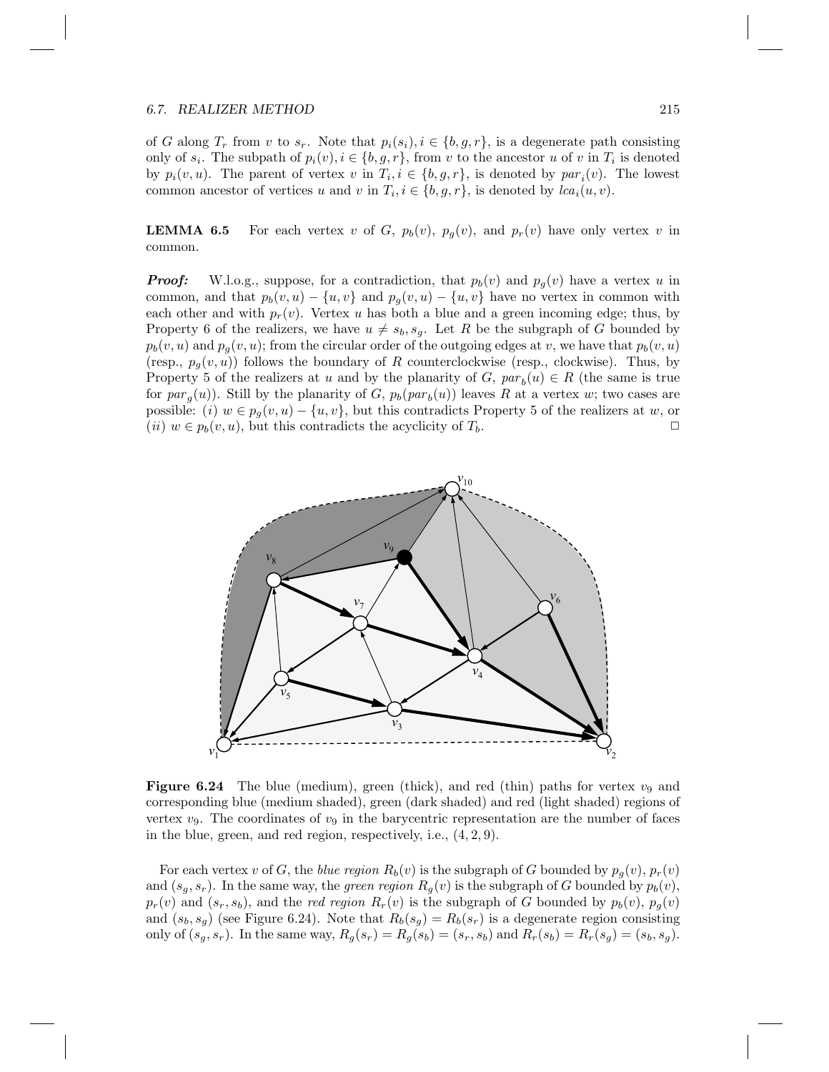of $G$ along $T_r$ from $v$ to $s_r$. Note that $p_i(s_i), i \in \{b, g, r\}$, is a degenerate path consisting only of $s_i$. The subpath of $p_i(v), i \in \{b, g, r\}$, from $v$ to the ancestor $u$ of $v$ in $T_i$ is denoted by $p_i(v, u)$. The parent of vertex $v$ in $T_i, i \in \{b, g, r\}$, is denoted by $par_i(v)$. The lowest common ancestor of vertices $u$ and $v$ in $T_i, i \in \{b, g, r\}$, is denoted by $lca_i(u, v)$.

**LEMMA 6.5** For each vertex $v$ of $G$, $p_b(v)$, $p_g(v)$, and $p_r(v)$ have only vertex $v$ in common.

***Proof:*** W.l.o.g., suppose, for a contradiction, that $p_b(v)$ and $p_g(v)$ have a vertex $u$ in common, and that $p_b(v, u) - \{u, v\}$ and $p_g(v, u) - \{u, v\}$ have no vertex in common with each other and with $p_r(v)$. Vertex $u$ has both a blue and a green incoming edge; thus, by Property 6 of the realizers, we have $u \neq s_b, s_g$. Let $R$ be the subgraph of $G$ bounded by $p_b(v, u)$ and $p_g(v, u)$; from the circular order of the outgoing edges at $v$, we have that $p_b(v, u)$ (resp., $p_g(v, u)$) follows the boundary of $R$ counterclockwise (resp., clockwise). Thus, by Property 5 of the realizers at $u$ and by the planarity of $G$, $par_b(u) \in R$ (the same is true for $par_g(u)$). Still by the planarity of $G$, $p_b(par_b(u))$ leaves $R$ at a vertex $w$; two cases are possible: $(i)$ $w \in p_g(v, u) - \{u, v\}$, but this contradicts Property 5 of the realizers at $w$, or $(ii)$ $w \in p_b(v, u)$, but this contradicts the acyclicity of $T_b$. $\square$

**Figure 6.24** The blue (medium), green (thick), and red (thin) paths for vertex $v_9$ and corresponding blue (medium shaded), green (dark shaded) and red (light shaded) regions of vertex $v_9$. The coordinates of $v_9$ in the barycentric representation are the number of faces in the blue, green, and red region, respectively, i.e., $(4, 2, 9)$.

For each vertex $v$ of $G$, the *blue region* $R_b(v)$ is the subgraph of $G$ bounded by $p_g(v)$, $p_r(v)$ and $(s_g, s_r)$. In the same way, the *green region* $R_g(v)$ is the subgraph of $G$ bounded by $p_b(v)$, $p_r(v)$ and $(s_r, s_b)$, and the *red region* $R_r(v)$ is the subgraph of $G$ bounded by $p_b(v)$, $p_g(v)$ and $(s_b, s_g)$ (see Figure 6.24). Note that $R_b(s_g) = R_b(s_r)$ is a degenerate region consisting only of $(s_g, s_r)$. In the same way, $R_g(s_r) = R_g(s_b) = (s_r, s_b)$ and $R_r(s_b) = R_r(s_g) = (s_b, s_g)$.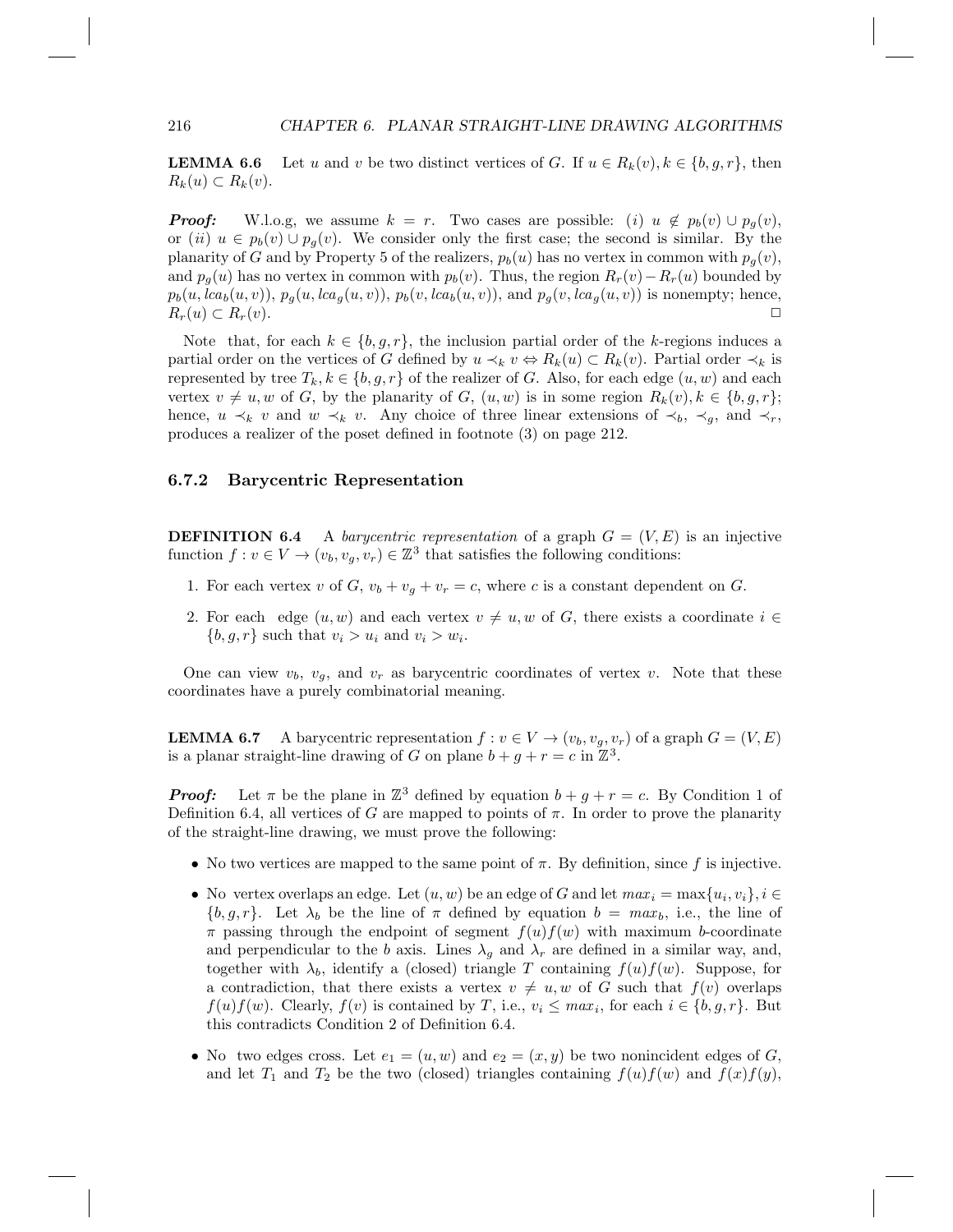**LEMMA 6.6** Let $u$ and $v$ be two distinct vertices of $G$. If $u \in R_k(v), k \in \{b, g, r\}$, then $R_k(u) \subset R_k(v)$.

***Proof:*** W.l.o.g, we assume $k = r$. Two cases are possible: $(i)$ $u \notin p_b(v) \cup p_g(v)$, or $(ii)$ $u \in p_b(v) \cup p_g(v)$. We consider only the first case; the second is similar. By the planarity of $G$ and by Property 5 of the realizers, $p_b(u)$ has no vertex in common with $p_g(v)$, and $p_g(u)$ has no vertex in common with $p_b(v)$. Thus, the region $R_r(v) - R_r(u)$ bounded by $p_b(u, lca_b(u, v))$, $p_g(u, lca_g(u, v))$, $p_b(v, lca_b(u, v))$, and $p_g(v, lca_g(u, v))$ is nonempty; hence, $R_r(u) \subset R_r(v)$. □

Note that, for each $k \in \{b, g, r\}$, the inclusion partial order of the $k$-regions induces a partial order on the vertices of $G$ defined by $u \prec_k v \Leftrightarrow R_k(u) \subset R_k(v)$. Partial order $\prec_k$ is represented by tree $T_k, k \in \{b, g, r\}$ of the realizer of $G$. Also, for each edge $(u, w)$ and each vertex $v \neq u, w$ of $G$, by the planarity of $G$, $(u, w)$ is in some region $R_k(v), k \in \{b, g, r\}$; hence, $u \prec_k v$ and $w \prec_k v$. Any choice of three linear extensions of $\prec_b$, $\prec_g$, and $\prec_r$, produces a realizer of the poset defined in footnote (3) on page 212.

### 6.7.2 Barycentric Representation

**DEFINITION 6.4** A *barycentric representation* of a graph $G = (V, E)$ is an injective function $f : v \in V \to (v_b, v_g, v_r) \in \mathbb{Z}^3$ that satisfies the following conditions:

1. For each vertex $v$ of $G$, $v_b + v_g + v_r = c$, where $c$ is a constant dependent on $G$.
2. For each edge $(u, w)$ and each vertex $v \neq u, w$ of $G$, there exists a coordinate $i \in \{b, g, r\}$ such that $v_i > u_i$ and $v_i > w_i$.

One can view $v_b$, $v_g$, and $v_r$ as barycentric coordinates of vertex $v$. Note that these coordinates have a purely combinatorial meaning.

**LEMMA 6.7** A barycentric representation $f : v \in V \to (v_b, v_g, v_r)$ of a graph $G = (V, E)$ is a planar straight-line drawing of $G$ on plane $b + g + r = c$ in $\mathbb{Z}^3$.

***Proof:*** Let $\pi$ be the plane in $\mathbb{Z}^3$ defined by equation $b + g + r = c$. By Condition 1 of Definition 6.4, all vertices of $G$ are mapped to points of $\pi$. In order to prove the planarity of the straight-line drawing, we must prove the following:

- No two vertices are mapped to the same point of $\pi$. By definition, since $f$ is injective.
- No vertex overlaps an edge. Let $(u, w)$ be an edge of $G$ and let $max_i = \max\{u_i, v_i\}, i \in \{b, g, r\}$. Let $\lambda_b$ be the line of $\pi$ defined by equation $b = max_b$, i.e., the line of $\pi$ passing through the endpoint of segment $f(u)f(w)$ with maximum $b$-coordinate and perpendicular to the $b$ axis. Lines $\lambda_g$ and $\lambda_r$ are defined in a similar way, and, together with $\lambda_b$, identify a (closed) triangle $T$ containing $f(u)f(w)$. Suppose, for a contradiction, that there exists a vertex $v \neq u, w$ of $G$ such that $f(v)$ overlaps $f(u)f(w)$. Clearly, $f(v)$ is contained by $T$, i.e., $v_i \leq max_i$, for each $i \in \{b, g, r\}$. But this contradicts Condition 2 of Definition 6.4.
- No two edges cross. Let $e_1 = (u, w)$ and $e_2 = (x, y)$ be two nonincident edges of $G$, and let $T_1$ and $T_2$ be the two (closed) triangles containing $f(u)f(w)$ and $f(x)f(y)$,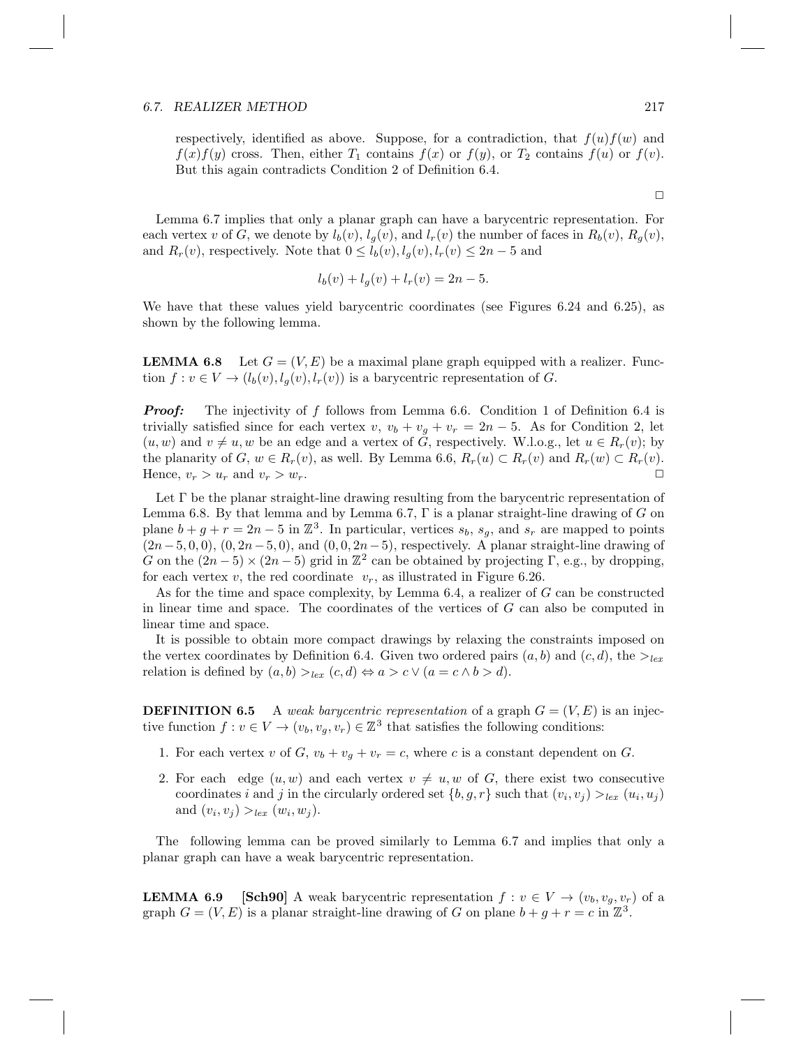respectively, identified as above. Suppose, for a contradiction, that $f(u)f(w)$ and $f(x)f(y)$ cross. Then, either $T_1$ contains $f(x)$ or $f(y)$, or $T_2$ contains $f(u)$ or $f(v)$. But this again contradicts Condition 2 of Definition 6.4.

□

Lemma 6.7 implies that only a planar graph can have a barycentric representation. For each vertex $v$ of $G$, we denote by $l_b(v)$, $l_g(v)$, and $l_r(v)$ the number of faces in $R_b(v)$, $R_g(v)$, and $R_r(v)$, respectively. Note that $0 \leq l_b(v), l_g(v), l_r(v) \leq 2n - 5$ and

$$l_b(v) + l_g(v) + l_r(v) = 2n - 5.$$

We have that these values yield barycentric coordinates (see Figures 6.24 and 6.25), as shown by the following lemma.

**LEMMA 6.8** Let $G = (V, E)$ be a maximal plane graph equipped with a realizer. Function $f : v \in V \rightarrow (l_b(v), l_g(v), l_r(v))$ is a barycentric representation of $G$.

***Proof:*** The injectivity of $f$ follows from Lemma 6.6. Condition 1 of Definition 6.4 is trivially satisfied since for each vertex $v$, $v_b + v_g + v_r = 2n - 5$. As for Condition 2, let $(u, w)$ and $v \neq u, w$ be an edge and a vertex of $G$, respectively. W.l.o.g., let $u \in R_r(v)$; by the planarity of $G$, $w \in R_r(v)$, as well. By Lemma 6.6, $R_r(u) \subset R_r(v)$ and $R_r(w) \subset R_r(v)$. Hence, $v_r > u_r$ and $v_r > w_r$. □

Let $\Gamma$ be the planar straight-line drawing resulting from the barycentric representation of Lemma 6.8. By that lemma and by Lemma 6.7, $\Gamma$ is a planar straight-line drawing of $G$ on plane $b + g + r = 2n - 5$ in $\mathbb{Z}^3$. In particular, vertices $s_b$, $s_g$, and $s_r$ are mapped to points $(2n-5, 0, 0)$, $(0, 2n-5, 0)$, and $(0, 0, 2n-5)$, respectively. A planar straight-line drawing of $G$ on the $(2n-5) \times (2n-5)$ grid in $\mathbb{Z}^2$ can be obtained by projecting $\Gamma$, e.g., by dropping, for each vertex $v$, the red coordinate $v_r$, as illustrated in Figure 6.26.

As for the time and space complexity, by Lemma 6.4, a realizer of $G$ can be constructed in linear time and space. The coordinates of the vertices of $G$ can also be computed in linear time and space.

It is possible to obtain more compact drawings by relaxing the constraints imposed on the vertex coordinates by Definition 6.4. Given two ordered pairs $(a, b)$ and $(c, d)$, the $>_{lex}$ relation is defined by $(a, b) >_{lex} (c, d) \Leftrightarrow a > c \vee (a = c \wedge b > d)$.

**DEFINITION 6.5** A *weak barycentric representation* of a graph $G = (V, E)$ is an injective function $f : v \in V \rightarrow (v_b, v_g, v_r) \in \mathbb{Z}^3$ that satisfies the following conditions:

1. For each vertex $v$ of $G$, $v_b + v_g + v_r = c$, where $c$ is a constant dependent on $G$.
2. For each edge $(u, w)$ and each vertex $v \neq u, w$ of $G$, there exist two consecutive coordinates $i$ and $j$ in the circularly ordered set $\{b, g, r\}$ such that $(v_i, v_j) >_{lex} (u_i, u_j)$ and $(v_i, v_j) >_{lex} (w_i, w_j)$.

The following lemma can be proved similarly to Lemma 6.7 and implies that only a planar graph can have a weak barycentric representation.

**LEMMA 6.9** **[Sch90]** A weak barycentric representation $f : v \in V \rightarrow (v_b, v_g, v_r)$ of a graph $G = (V, E)$ is a planar straight-line drawing of $G$ on plane $b + g + r = c$ in $\mathbb{Z}^3$.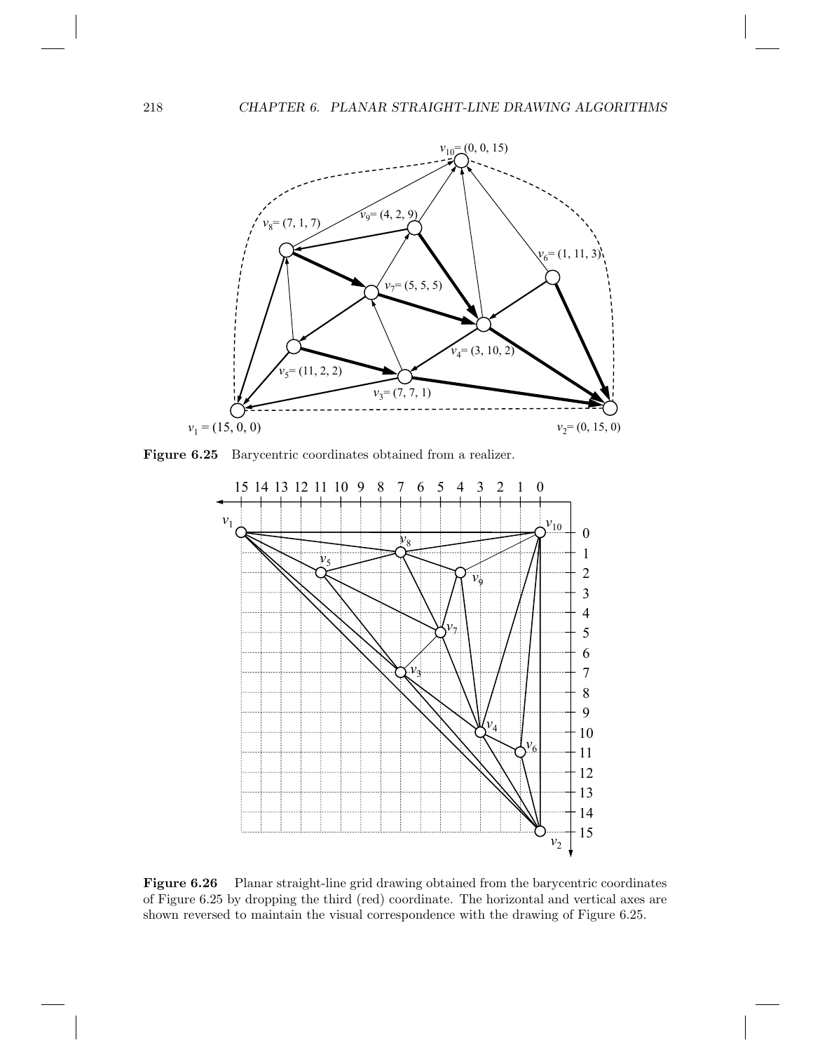**Figure 6.25** Barycentric coordinates obtained from a realizer.

**Figure 6.26** Planar straight-line grid drawing obtained from the barycentric coordinates of Figure 6.25 by dropping the third (red) coordinate. The horizontal and vertical axes are shown reversed to maintain the visual correspondence with the drawing of Figure 6.25.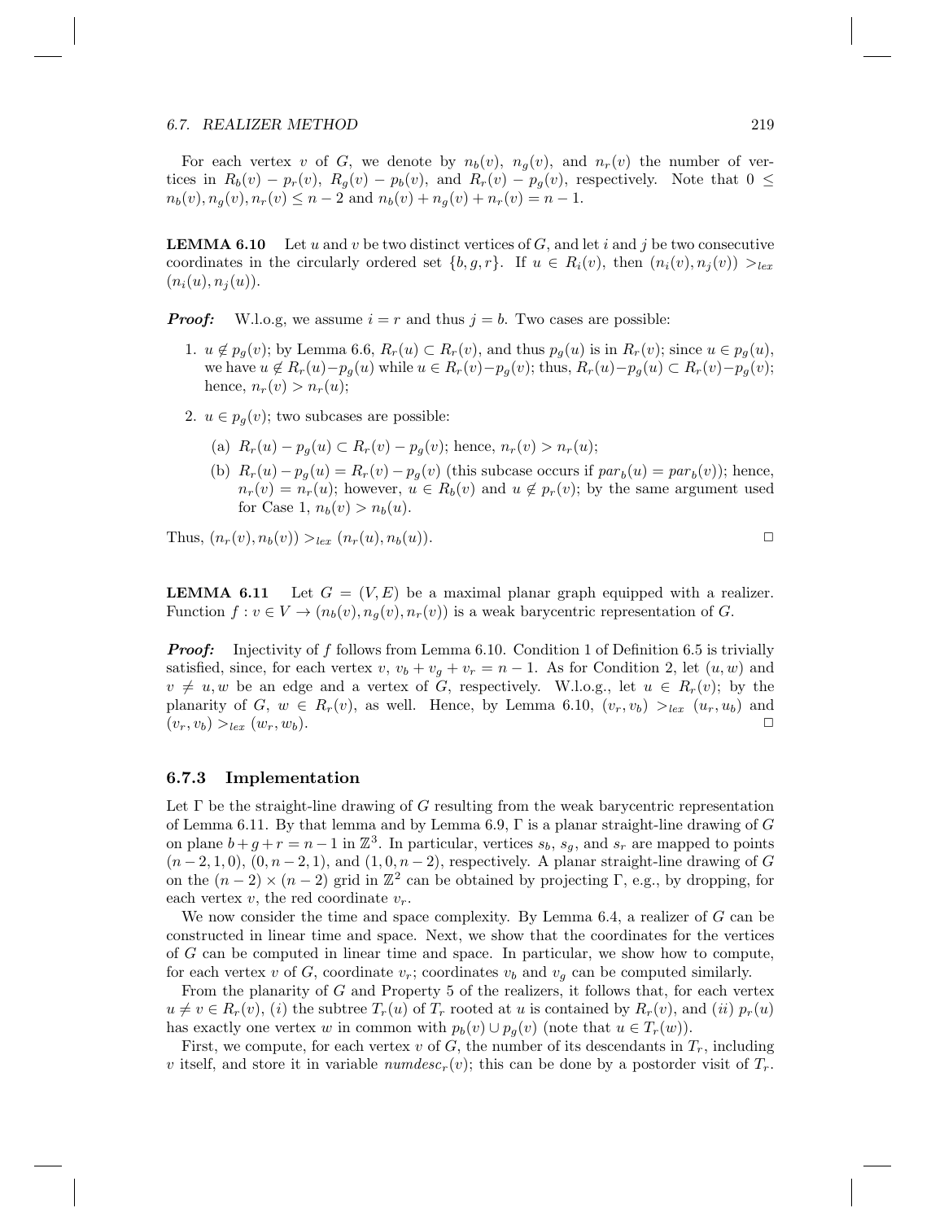For each vertex $v$ of $G$, we denote by $n_b(v)$, $n_g(v)$, and $n_r(v)$ the number of vertices in $R_b(v) - p_r(v)$, $R_g(v) - p_b(v)$, and $R_r(v) - p_g(v)$, respectively. Note that $0 \leq n_b(v), n_g(v), n_r(v) \leq n-2$ and $n_b(v) + n_g(v) + n_r(v) = n - 1$.

**LEMMA 6.10** Let $u$ and $v$ be two distinct vertices of $G$, and let $i$ and $j$ be two consecutive coordinates in the circularly ordered set $\{b, g, r\}$. If $u \in R_i(v)$, then $(n_i(v), n_j(v)) >_{lex} (n_i(u), n_j(u))$.

***Proof:*** W.l.o.g, we assume $i = r$ and thus $j = b$. Two cases are possible:

1. $u \notin p_g(v)$; by Lemma 6.6, $R_r(u) \subset R_r(v)$, and thus $p_g(u)$ is in $R_r(v)$; since $u \in p_g(u)$, we have $u \notin R_r(u) - p_g(u)$ while $u \in R_r(v) - p_g(v)$; thus, $R_r(u) - p_g(u) \subset R_r(v) - p_g(v)$; hence, $n_r(v) > n_r(u)$;
2. $u \in p_g(v)$; two subcases are possible:
   (a) $R_r(u) - p_g(u) \subset R_r(v) - p_g(v)$; hence, $n_r(v) > n_r(u)$;
   (b) $R_r(u) - p_g(u) = R_r(v) - p_g(v)$ (this subcase occurs if $par_b(u) = par_b(v)$); hence, $n_r(v) = n_r(u)$; however, $u \in R_b(v)$ and $u \notin p_r(v)$; by the same argument used for Case 1, $n_b(v) > n_b(u)$.

Thus, $(n_r(v), n_b(v)) >_{lex} (n_r(u), n_b(u))$. □

**LEMMA 6.11** Let $G = (V, E)$ be a maximal planar graph equipped with a realizer. Function $f : v \in V \to (n_b(v), n_g(v), n_r(v))$ is a weak barycentric representation of $G$.

***Proof:*** Injectivity of $f$ follows from Lemma 6.10. Condition 1 of Definition 6.5 is trivially satisfied, since, for each vertex $v$, $v_b + v_g + v_r = n - 1$. As for Condition 2, let $(u, w)$ and $v \neq u, w$ be an edge and a vertex of $G$, respectively. W.l.o.g., let $u \in R_r(v)$; by the planarity of $G$, $w \in R_r(v)$, as well. Hence, by Lemma 6.10, $(v_r, v_b) >_{lex} (u_r, u_b)$ and $(v_r, v_b) >_{lex} (w_r, w_b)$. □

### 6.7.3 Implementation

Let $\Gamma$ be the straight-line drawing of $G$ resulting from the weak barycentric representation of Lemma 6.11. By that lemma and by Lemma 6.9, $\Gamma$ is a planar straight-line drawing of $G$ on plane $b + g + r = n - 1$ in $\mathbb{Z}^3$. In particular, vertices $s_b$, $s_g$, and $s_r$ are mapped to points $(n-2, 1, 0)$, $(0, n-2, 1)$, and $(1, 0, n-2)$, respectively. A planar straight-line drawing of $G$ on the $(n-2) \times (n-2)$ grid in $\mathbb{Z}^2$ can be obtained by projecting $\Gamma$, e.g., by dropping, for each vertex $v$, the red coordinate $v_r$.

We now consider the time and space complexity. By Lemma 6.4, a realizer of $G$ can be constructed in linear time and space. Next, we show that the coordinates for the vertices of $G$ can be computed in linear time and space. In particular, we show how to compute, for each vertex $v$ of $G$, coordinate $v_r$; coordinates $v_b$ and $v_g$ can be computed similarly.

From the planarity of $G$ and Property 5 of the realizers, it follows that, for each vertex $u \neq v \in R_r(v)$, $(i)$ the subtree $T_r(u)$ of $T_r$ rooted at $u$ is contained by $R_r(v)$, and $(ii)$ $p_r(u)$ has exactly one vertex $w$ in common with $p_b(v) \cup p_g(v)$ (note that $u \in T_r(w)$).

First, we compute, for each vertex $v$ of $G$, the number of its descendants in $T_r$, including $v$ itself, and store it in variable $numdesc_r(v)$; this can be done by a postorder visit of $T_r$.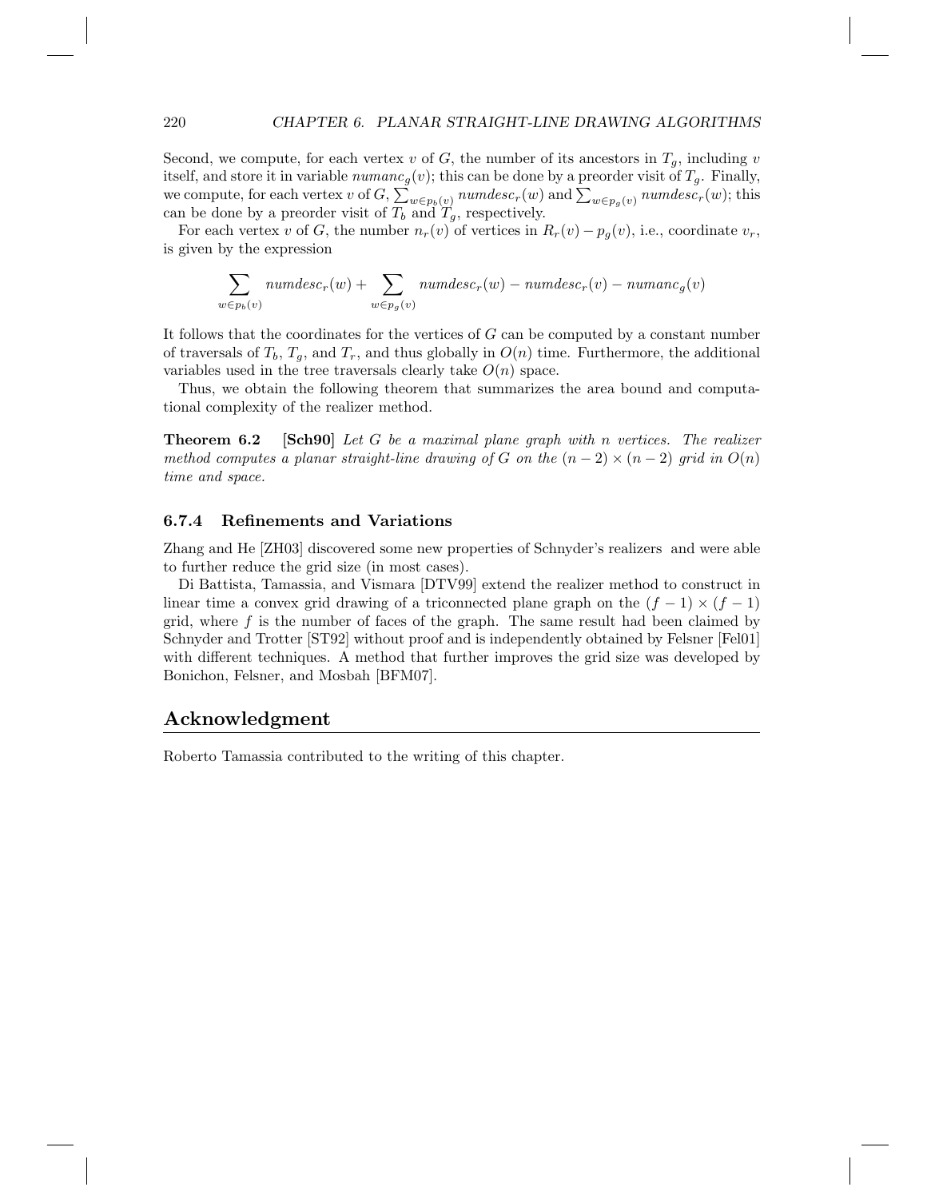Second, we compute, for each vertex $v$ of $G$, the number of its ancestors in $T_g$, including $v$ itself, and store it in variable $numanc_g(v)$; this can be done by a preorder visit of $T_g$. Finally, we compute, for each vertex $v$ of $G$, $\sum_{w \in p_b(v)} numdesc_r(w)$ and $\sum_{w \in p_g(v)} numdesc_r(w)$; this can be done by a preorder visit of $T_b$ and $T_g$, respectively.

For each vertex $v$ of $G$, the number $n_r(v)$ of vertices in $R_r(v) - p_g(v)$, i.e., coordinate $v_r$, is given by the expression

$$\sum_{w \in p_b(v)} numdesc_r(w) + \sum_{w \in p_g(v)} numdesc_r(w) - numdesc_r(v) - numanc_g(v)$$

It follows that the coordinates for the vertices of $G$ can be computed by a constant number of traversals of $T_b$, $T_g$, and $T_r$, and thus globally in $O(n)$ time. Furthermore, the additional variables used in the tree traversals clearly take $O(n)$ space.

Thus, we obtain the following theorem that summarizes the area bound and computational complexity of the realizer method.

**Theorem 6.2** **[Sch90]** *Let $G$ be a maximal plane graph with $n$ vertices. The realizer method computes a planar straight-line drawing of $G$ on the $(n-2) \times (n-2)$ grid in $O(n)$ time and space.*

### 6.7.4 Refinements and Variations

Zhang and He [ZH03] discovered some new properties of Schnyder's realizers and were able to further reduce the grid size (in most cases).

Di Battista, Tamassia, and Vismara [DTV99] extend the realizer method to construct in linear time a convex grid drawing of a triconnected plane graph on the $(f-1) \times (f-1)$ grid, where $f$ is the number of faces of the graph. The same result had been claimed by Schnyder and Trotter [ST92] without proof and is independently obtained by Felsner [Fel01] with different techniques. A method that further improves the grid size was developed by Bonichon, Felsner, and Mosbah [BFM07].

## Acknowledgment

Roberto Tamassia contributed to the writing of this chapter.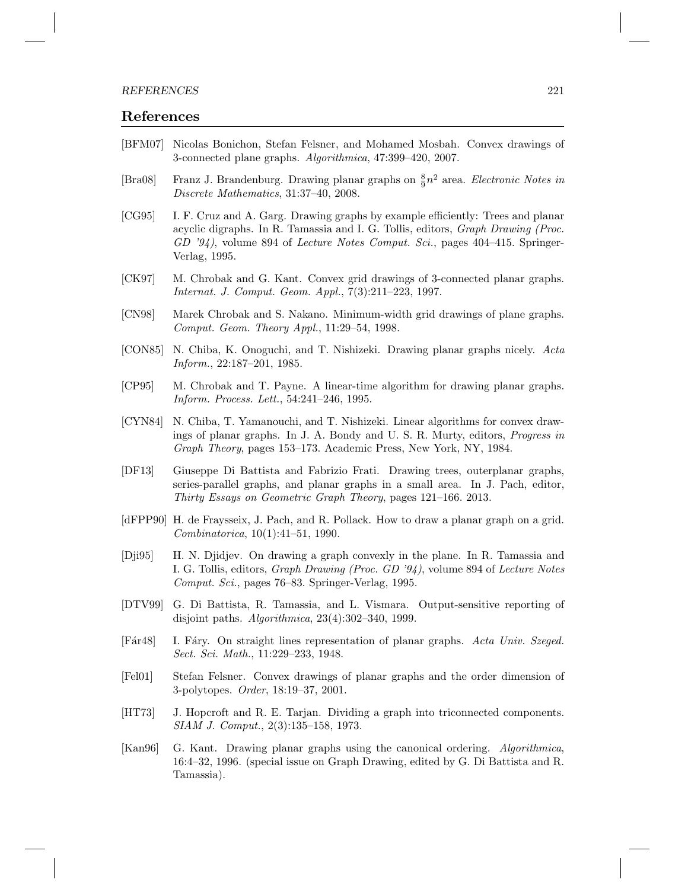## References

[BFM07] Nicolas Bonichon, Stefan Felsner, and Mohamed Mosbah. Convex drawings of 3-connected plane graphs. *Algorithmica*, 47:399–420, 2007.

[Bra08] Franz J. Brandenburg. Drawing planar graphs on $\frac{8}{9}n^2$ area. *Electronic Notes in Discrete Mathematics*, 31:37–40, 2008.

[CG95] I. F. Cruz and A. Garg. Drawing graphs by example efficiently: Trees and planar acyclic digraphs. In R. Tamassia and I. G. Tollis, editors, *Graph Drawing (Proc. GD '94)*, volume 894 of *Lecture Notes Comput. Sci.*, pages 404–415. Springer-Verlag, 1995.

[CK97] M. Chrobak and G. Kant. Convex grid drawings of 3-connected planar graphs. *Internat. J. Comput. Geom. Appl.*, 7(3):211–223, 1997.

[CN98] Marek Chrobak and S. Nakano. Minimum-width grid drawings of plane graphs. *Comput. Geom. Theory Appl.*, 11:29–54, 1998.

[CON85] N. Chiba, K. Onoguchi, and T. Nishizeki. Drawing planar graphs nicely. *Acta Inform.*, 22:187–201, 1985.

[CP95] M. Chrobak and T. Payne. A linear-time algorithm for drawing planar graphs. *Inform. Process. Lett.*, 54:241–246, 1995.

[CYN84] N. Chiba, T. Yamanouchi, and T. Nishizeki. Linear algorithms for convex drawings of planar graphs. In J. A. Bondy and U. S. R. Murty, editors, *Progress in Graph Theory*, pages 153–173. Academic Press, New York, NY, 1984.

[DF13] Giuseppe Di Battista and Fabrizio Frati. Drawing trees, outerplanar graphs, series-parallel graphs, and planar graphs in a small area. In J. Pach, editor, *Thirty Essays on Geometric Graph Theory*, pages 121–166. 2013.

[dFPP90] H. de Fraysseix, J. Pach, and R. Pollack. How to draw a planar graph on a grid. *Combinatorica*, 10(1):41–51, 1990.

[Dji95] H. N. Djidjev. On drawing a graph convexly in the plane. In R. Tamassia and I. G. Tollis, editors, *Graph Drawing (Proc. GD '94)*, volume 894 of *Lecture Notes Comput. Sci.*, pages 76–83. Springer-Verlag, 1995.

[DTV99] G. Di Battista, R. Tamassia, and L. Vismara. Output-sensitive reporting of disjoint paths. *Algorithmica*, 23(4):302–340, 1999.

[Fár48] I. Fáry. On straight lines representation of planar graphs. *Acta Univ. Szeged. Sect. Sci. Math.*, 11:229–233, 1948.

[Fel01] Stefan Felsner. Convex drawings of planar graphs and the order dimension of 3-polytopes. *Order*, 18:19–37, 2001.

[HT73] J. Hopcroft and R. E. Tarjan. Dividing a graph into triconnected components. *SIAM J. Comput.*, 2(3):135–158, 1973.

[Kan96] G. Kant. Drawing planar graphs using the canonical ordering. *Algorithmica*, 16:4–32, 1996. (special issue on Graph Drawing, edited by G. Di Battista and R. Tamassia).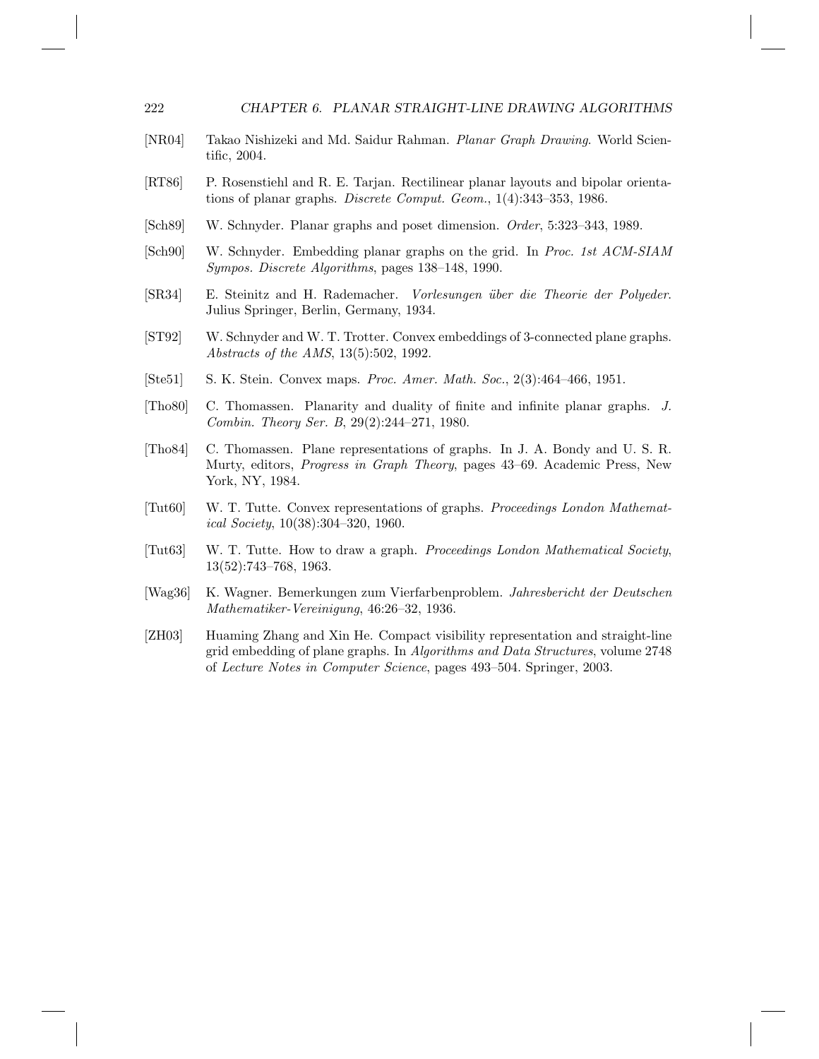[NR04] Takao Nishizeki and Md. Saidur Rahman. *Planar Graph Drawing*. World Scientific, 2004.

[RT86] P. Rosenstiehl and R. E. Tarjan. Rectilinear planar layouts and bipolar orientations of planar graphs. *Discrete Comput. Geom.*, 1(4):343–353, 1986.

[Sch89] W. Schnyder. Planar graphs and poset dimension. *Order*, 5:323–343, 1989.

[Sch90] W. Schnyder. Embedding planar graphs on the grid. In *Proc. 1st ACM-SIAM Sympos. Discrete Algorithms*, pages 138–148, 1990.

[SR34] E. Steinitz and H. Rademacher. *Vorlesungen über die Theorie der Polyeder*. Julius Springer, Berlin, Germany, 1934.

[ST92] W. Schnyder and W. T. Trotter. Convex embeddings of 3-connected plane graphs. *Abstracts of the AMS*, 13(5):502, 1992.

[Ste51] S. K. Stein. Convex maps. *Proc. Amer. Math. Soc.*, 2(3):464–466, 1951.

[Tho80] C. Thomassen. Planarity and duality of finite and infinite planar graphs. *J. Combin. Theory Ser. B*, 29(2):244–271, 1980.

[Tho84] C. Thomassen. Plane representations of graphs. In J. A. Bondy and U. S. R. Murty, editors, *Progress in Graph Theory*, pages 43–69. Academic Press, New York, NY, 1984.

[Tut60] W. T. Tutte. Convex representations of graphs. *Proceedings London Mathematical Society*, 10(38):304–320, 1960.

[Tut63] W. T. Tutte. How to draw a graph. *Proceedings London Mathematical Society*, 13(52):743–768, 1963.

[Wag36] K. Wagner. Bemerkungen zum Vierfarbenproblem. *Jahresbericht der Deutschen Mathematiker-Vereinigung*, 46:26–32, 1936.

[ZH03] Huaming Zhang and Xin He. Compact visibility representation and straight-line grid embedding of plane graphs. In *Algorithms and Data Structures*, volume 2748 of *Lecture Notes in Computer Science*, pages 493–504. Springer, 2003.